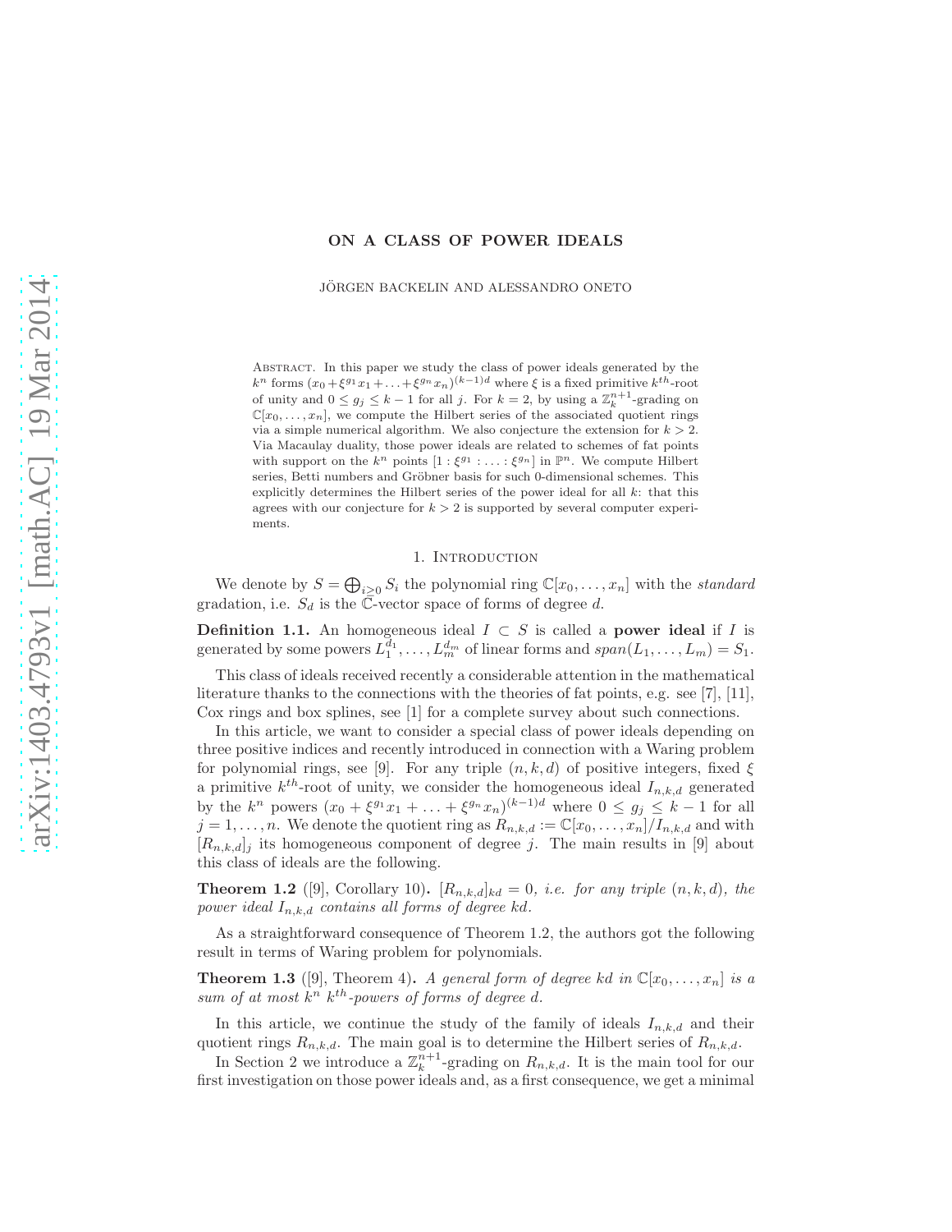# ON A CLASS OF POWER IDEALS

JÖRGEN BACKELIN AND ALESSANDRO ONETO

Abstract. In this paper we study the class of power ideals generated by the $k^n$ forms $(x_0+\xi^{g_1}x_1+\ldots+\xi^{g_n}x_n)^{(k-1)d}$ where $\xi$ is a fixed primitive $k^{th}$-root of unity and $0 \leq g_j \leq k-1$ for all $j$. For $k=2$, by using a $\mathbb{Z}_k^{n+1}$-grading on $\mathbb{C}[x_0,\ldots,x_n]$, we compute the Hilbert series of the associated quotient rings via a simple numerical algorithm. We also conjecture the extension for $k>2$. Via Macaulay duality, those power ideals are related to schemes of fat points with support on the $k^n$ points $[1:\xi^{g_1}:\ldots:\xi^{g_n}]$ in $\mathbb{P}^n$. We compute Hilbert series, Betti numbers and Gröbner basis for such 0-dimensional schemes. This explicitly determines the Hilbert series of the power ideal for all $k$: that this agrees with our conjecture for $k>2$ is supported by several computer experiments.

## 1. Introduction

We denote by $S=\bigoplus_{i\geq 0} S_i$ the polynomial ring $\mathbb{C}[x_0,\ldots,x_n]$ with the *standard* gradation, i.e. $S_d$ is the $\mathbb{C}$-vector space of forms of degree $d$.

**Definition 1.1.** An homogeneous ideal $I \subset S$ is called a **power ideal** if $I$ is generated by some powers $L_1^{d_1},\ldots,L_m^{d_m}$ of linear forms and $span(L_1,\ldots,L_m)=S_1$.

This class of ideals received recently a considerable attention in the mathematical literature thanks to the connections with the theories of fat points, e.g. see [7], [11], Cox rings and box splines, see [1] for a complete survey about such connections.

In this article, we want to consider a special class of power ideals depending on three positive indices and recently introduced in connection with a Waring problem for polynomial rings, see [9]. For any triple $(n,k,d)$ of positive integers, fixed $\xi$ a primitive $k^{th}$-root of unity, we consider the homogeneous ideal $I_{n,k,d}$ generated by the $k^n$ powers $(x_0+\xi^{g_1}x_1+\ldots+\xi^{g_n}x_n)^{(k-1)d}$ where $0 \leq g_j \leq k-1$ for all $j=1,\ldots,n$. We denote the quotient ring as $R_{n,k,d}:=\mathbb{C}[x_0,\ldots,x_n]/I_{n,k,d}$ and with $[R_{n,k,d}]_j$ its homogeneous component of degree $j$. The main results in [9] about this class of ideals are the following.

**Theorem 1.2** ([9], Corollary 10)**.** *$[R_{n,k,d}]_{kd}=0$, i.e. for any triple $(n,k,d)$, the power ideal $I_{n,k,d}$ contains all forms of degree $kd$.*

As a straightforward consequence of Theorem 1.2, the authors got the following result in terms of Waring problem for polynomials.

**Theorem 1.3** ([9], Theorem 4)**.** *A general form of degree $kd$ in $\mathbb{C}[x_0,\ldots,x_n]$ is a sum of at most $k^n$ $k^{th}$-powers of forms of degree $d$.*

In this article, we continue the study of the family of ideals $I_{n,k,d}$ and their quotient rings $R_{n,k,d}$. The main goal is to determine the Hilbert series of $R_{n,k,d}$.

In Section 2 we introduce a $\mathbb{Z}_k^{n+1}$-grading on $R_{n,k,d}$. It is the main tool for our first investigation on those power ideals and, as a first consequence, we get a minimal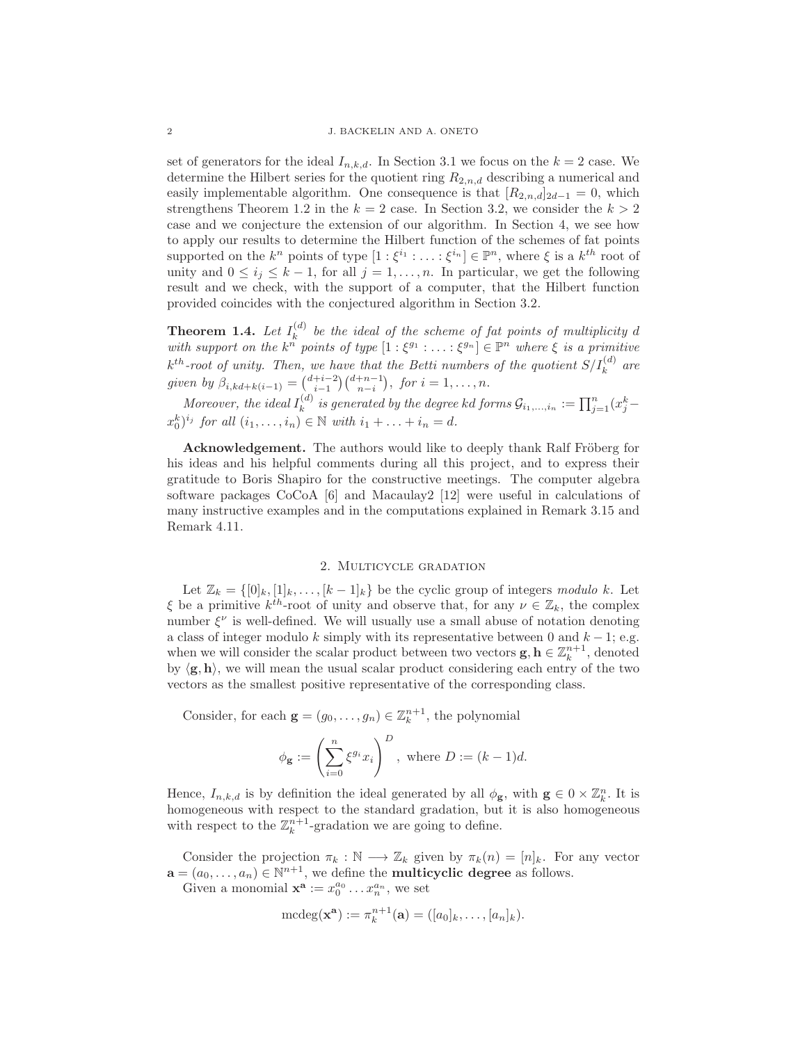set of generators for the ideal $I_{n,k,d}$. In Section 3.1 we focus on the $k = 2$ case. We determine the Hilbert series for the quotient ring $R_{2,n,d}$ describing a numerical and easily implementable algorithm. One consequence is that $[R_{2,n,d}]_{2d-1} = 0$, which strengthens Theorem 1.2 in the $k = 2$ case. In Section 3.2, we consider the $k > 2$ case and we conjecture the extension of our algorithm. In Section 4, we see how to apply our results to determine the Hilbert function of the schemes of fat points supported on the $k^n$ points of type $[1 : \xi^{i_1} : \ldots : \xi^{i_n}] \in \mathbb{P}^n$, where $\xi$ is a $k^{th}$ root of unity and $0 \leq i_j \leq k-1$, for all $j = 1, \ldots, n$. In particular, we get the following result and we check, with the support of a computer, that the Hilbert function provided coincides with the conjectured algorithm in Section 3.2.

**Theorem 1.4.** *Let $I_k^{(d)}$ be the ideal of the scheme of fat points of multiplicity $d$ with support on the $k^n$ points of type $[1 : \xi^{g_1} : \ldots : \xi^{g_n}] \in \mathbb{P}^n$ where $\xi$ is a primitive $k^{th}$-root of unity. Then, we have that the Betti numbers of the quotient $S/I_k^{(d)}$ are given by $\beta_{i,kd+k(i-1)} = \binom{d+i-2}{i-1}\binom{d+n-1}{n-i}$, for $i = 1, \ldots, n$.*

*Moreover, the ideal $I_k^{(d)}$ is generated by the degree $kd$ forms $\mathcal{G}_{i_1,\ldots,i_n} := \prod_{j=1}^n (x_j^k - x_0^k)^{i_j}$ for all $(i_1, \ldots, i_n) \in \mathbb{N}$ with $i_1 + \ldots + i_n = d$.*

**Acknowledgement.** The authors would like to deeply thank Ralf Fröberg for his ideas and his helpful comments during all this project, and to express their gratitude to Boris Shapiro for the constructive meetings. The computer algebra software packages CoCoA [6] and Macaulay2 [12] were useful in calculations of many instructive examples and in the computations explained in Remark 3.15 and Remark 4.11.

## 2. Multicycle gradation

Let $\mathbb{Z}_k = \{[0]_k, [1]_k, \ldots, [k-1]_k\}$ be the cyclic group of integers *modulo* $k$. Let $\xi$ be a primitive $k^{th}$-root of unity and observe that, for any $\nu \in \mathbb{Z}_k$, the complex number $\xi^\nu$ is well-defined. We will usually use a small abuse of notation denoting a class of integer modulo $k$ simply with its representative between $0$ and $k-1$; e.g. when we will consider the scalar product between two vectors $\mathbf{g}, \mathbf{h} \in \mathbb{Z}_k^{n+1}$, denoted by $\langle \mathbf{g}, \mathbf{h} \rangle$, we will mean the usual scalar product considering each entry of the two vectors as the smallest positive representative of the corresponding class.

Consider, for each $\mathbf{g} = (g_0, \ldots, g_n) \in \mathbb{Z}_k^{n+1}$, the polynomial

$$\phi_{\mathbf{g}} := \left( \sum_{i=0}^{n} \xi^{g_i} x_i \right)^D, \text{ where } D := (k-1)d.$$

Hence, $I_{n,k,d}$ is by definition the ideal generated by all $\phi_{\mathbf{g}}$, with $\mathbf{g} \in 0 \times \mathbb{Z}_k^n$. It is homogeneous with respect to the standard gradation, but it is also homogeneous with respect to the $\mathbb{Z}_k^{n+1}$-gradation we are going to define.

Consider the projection $\pi_k : \mathbb{N} \longrightarrow \mathbb{Z}_k$ given by $\pi_k(n) = [n]_k$. For any vector $\mathbf{a} = (a_0, \ldots, a_n) \in \mathbb{N}^{n+1}$, we define the **multicyclic degree** as follows.

Given a monomial $\mathbf{x}^{\mathbf{a}} := x_0^{a_0} \ldots x_n^{a_n}$, we set

$$\mathrm{mcdeg}(\mathbf{x}^{\mathbf{a}}) := \pi_k^{n+1}(\mathbf{a}) = ([a_0]_k, \ldots, [a_n]_k).$$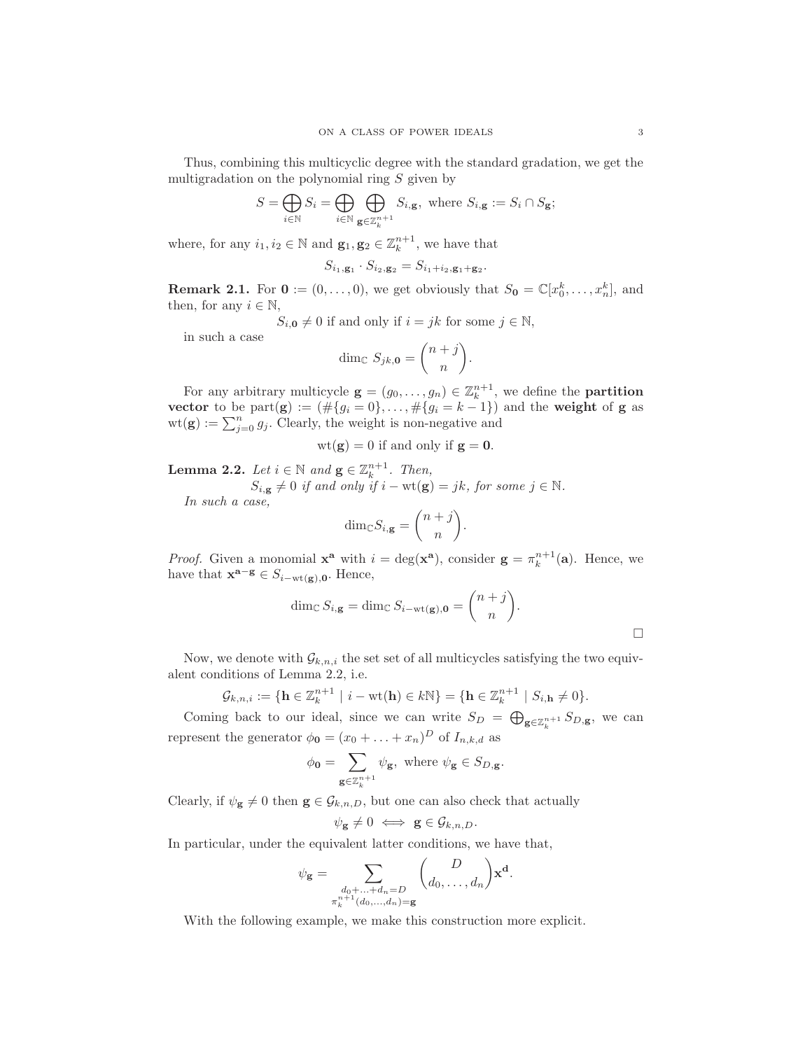Thus, combining this multicyclic degree with the standard gradation, we get the multigradation on the polynomial ring $S$ given by

$$S = \bigoplus_{i\in\mathbb{N}} S_i = \bigoplus_{i\in\mathbb{N}} \bigoplus_{\mathbf{g}\in\mathbb{Z}_k^{n+1}} S_{i,\mathbf{g}}, \text{ where } S_{i,\mathbf{g}} := S_i \cap S_{\mathbf{g}};$$

where, for any $i_1, i_2 \in \mathbb{N}$ and $\mathbf{g}_1, \mathbf{g}_2 \in \mathbb{Z}_k^{n+1}$, we have that

$$S_{i_1,\mathbf{g}_1} \cdot S_{i_2,\mathbf{g}_2} = S_{i_1+i_2,\mathbf{g}_1+\mathbf{g}_2}.$$

**Remark 2.1.** For $\mathbf{0} := (0, \ldots, 0)$, we get obviously that $S_{\mathbf{0}} = \mathbb{C}[x_0^k, \ldots, x_n^k]$, and then, for any $i \in \mathbb{N}$,

$$S_{i,\mathbf{0}} \neq 0 \text{ if and only if } i = jk \text{ for some } j \in \mathbb{N},$$

in such a case

$$\dim_{\mathbb{C}} S_{jk,\mathbf{0}} = \binom{n+j}{n}.$$

For any arbitrary multicycle $\mathbf{g} = (g_0, \ldots, g_n) \in \mathbb{Z}_k^{n+1}$, we define the **partition vector** to be $\text{part}(\mathbf{g}) := (\#\{g_i = 0\}, \ldots, \#\{g_i = k-1\})$ and the **weight** of $\mathbf{g}$ as $\text{wt}(\mathbf{g}) := \sum_{j=0}^n g_j$. Clearly, the weight is non-negative and

$$\text{wt}(\mathbf{g}) = 0 \text{ if and only if } \mathbf{g} = \mathbf{0}.$$

**Lemma 2.2.** *Let $i \in \mathbb{N}$ and $\mathbf{g} \in \mathbb{Z}_k^{n+1}$. Then,*

$$S_{i,\mathbf{g}} \neq 0 \textit{ if and only if } i - \text{wt}(\mathbf{g}) = jk, \textit{ for some } j \in \mathbb{N}.$$

*In such a case,*

$$\dim_{\mathbb{C}} S_{i,\mathbf{g}} = \binom{n+j}{n}.$$

*Proof.* Given a monomial $\mathbf{x}^{\mathbf{a}}$ with $i = \deg(\mathbf{x}^{\mathbf{a}})$, consider $\mathbf{g} = \pi_k^{n+1}(\mathbf{a})$. Hence, we have that $\mathbf{x}^{\mathbf{a}-\mathbf{g}} \in S_{i-\text{wt}(\mathbf{g}),\mathbf{0}}$. Hence,

$$\dim_{\mathbb{C}} S_{i,\mathbf{g}} = \dim_{\mathbb{C}} S_{i-\text{wt}(\mathbf{g}),\mathbf{0}} = \binom{n+j}{n}.$$

$\square$

Now, we denote with $\mathcal{G}_{k,n,i}$ the set set of all multicycles satisfying the two equivalent conditions of Lemma 2.2, i.e.

$$\mathcal{G}_{k,n,i} := \{\mathbf{h} \in \mathbb{Z}_k^{n+1} \mid i - \text{wt}(\mathbf{h}) \in k\mathbb{N}\} = \{\mathbf{h} \in \mathbb{Z}_k^{n+1} \mid S_{i,\mathbf{h}} \neq 0\}.$$

Coming back to our ideal, since we can write $S_D = \bigoplus_{\mathbf{g}\in\mathbb{Z}_k^{n+1}} S_{D,\mathbf{g}}$, we can represent the generator $\phi_{\mathbf{0}} = (x_0 + \ldots + x_n)^D$ of $I_{n,k,d}$ as

$$\phi_{\mathbf{0}} = \sum_{\mathbf{g}\in\mathbb{Z}_k^{n+1}} \psi_{\mathbf{g}}, \text{ where } \psi_{\mathbf{g}} \in S_{D,\mathbf{g}}.$$

Clearly, if $\psi_{\mathbf{g}} \neq 0$ then $\mathbf{g} \in \mathcal{G}_{k,n,D}$, but one can also check that actually

$$\psi_{\mathbf{g}} \neq 0 \iff \mathbf{g} \in \mathcal{G}_{k,n,D}.$$

In particular, under the equivalent latter conditions, we have that,

$$\psi_{\mathbf{g}} = \sum_{\substack{d_0+\ldots+d_n=D \\ \pi_k^{n+1}(d_0,\ldots,d_n)=\mathbf{g}}} \binom{D}{d_0,\ldots,d_n} \mathbf{x}^{\mathbf{d}}.$$

With the following example, we make this construction more explicit.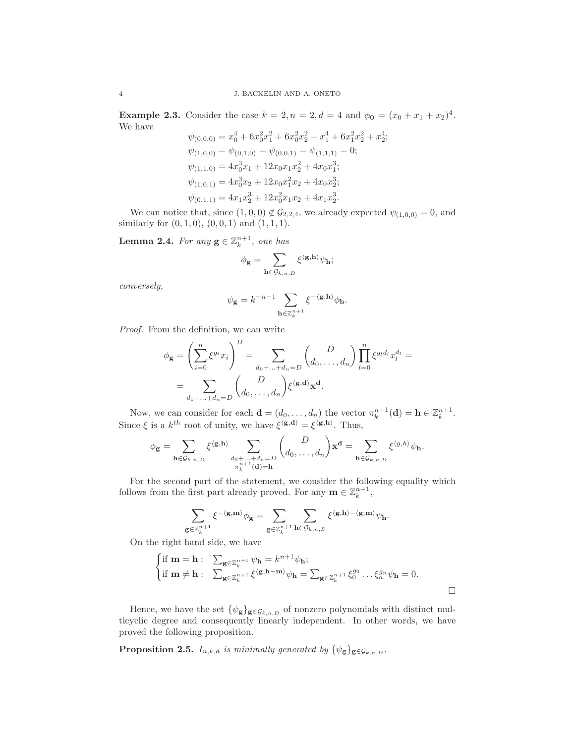**Example 2.3.** Consider the case $k = 2, n = 2, d = 4$ and $\phi_{\mathbf{0}} = (x_0 + x_1 + x_2)^4$. We have

$$
\begin{aligned}
\psi_{(0,0,0)} &= x_0^4 + 6x_0^2x_1^2 + 6x_0^2x_2^2 + x_1^4 + 6x_1^2x_2^2 + x_2^4;\\
\psi_{(1,0,0)} &= \psi_{(0,1,0)} = \psi_{(0,0,1)} = \psi_{(1,1,1)} = 0;\\
\psi_{(1,1,0)} &= 4x_0^3x_1 + 12x_0x_1x_2^2 + 4x_0x_1^3;\\
\psi_{(1,0,1)} &= 4x_0^3x_2 + 12x_0x_1^2x_2 + 4x_0x_2^3;\\
\psi_{(0,1,1)} &= 4x_1x_2^3 + 12x_0^2x_1x_2 + 4x_1x_2^3.
\end{aligned}
$$

We can notice that, since $(1,0,0) \notin \mathcal{G}_{2,2,4}$, we already expected $\psi_{(1,0,0)} = 0$, and similarly for $(1,1,0)$, $(0,0,1)$ and $(1,1,1)$.

**Lemma 2.4.** *For any $\mathbf{g} \in \mathbb{Z}_k^{n+1}$, one has*

$$
\phi_{\mathbf{g}} = \sum_{\mathbf{h} \in \mathcal{G}_{k,n,D}} \xi^{\langle \mathbf{g}, \mathbf{h} \rangle} \psi_{\mathbf{h}};
$$

*conversely,*

$$
\psi_{\mathbf{g}} = k^{-n-1} \sum_{\mathbf{h} \in \mathbb{Z}_k^{n+1}} \xi^{-\langle \mathbf{g}, \mathbf{h} \rangle} \phi_{\mathbf{h}}.
$$

*Proof.* From the definition, we can write

$$
\begin{aligned}
\phi_{\mathbf{g}} = \left( \sum_{i=0}^{n} \xi^{g_i} x_i \right)^D &= \sum_{d_0 + \ldots + d_n = D} \binom{D}{d_0, \ldots, d_n} \prod_{l=0}^{n} \xi^{g_l d_l} x_l^{d_l} = \\
&= \sum_{d_0 + \ldots + d_n = D} \binom{D}{d_0, \ldots, d_n} \xi^{\langle \mathbf{g}, \mathbf{d} \rangle} \mathbf{x}^{\mathbf{d}}.
\end{aligned}
$$

Now, we can consider for each $\mathbf{d} = (d_0, \ldots, d_n)$ the vector $\pi_k^{n+1}(\mathbf{d}) = \mathbf{h} \in \mathbb{Z}_k^{n+1}$. Since $\xi$ is a $k^{th}$ root of unity, we have $\xi^{\langle \mathbf{g}, \mathbf{d} \rangle} = \xi^{\langle \mathbf{g}, \mathbf{h} \rangle}$. Thus,

$$
\phi_{\mathbf{g}} = \sum_{\mathbf{h} \in \mathcal{G}_{k,n,D}} \xi^{\langle \mathbf{g}, \mathbf{h} \rangle} \sum_{\substack{d_0 + \ldots + d_n = D \\ \pi_k^{n+1}(\mathbf{d}) = \mathbf{h}}} \binom{D}{d_0, \ldots, d_n} \mathbf{x}^{\mathbf{d}} = \sum_{\mathbf{h} \in \mathcal{G}_{k,n,D}} \xi^{\langle g, h \rangle} \psi_{\mathbf{h}}.
$$

For the second part of the statement, we consider the following equality which follows from the first part already proved. For any $\mathbf{m} \in \mathbb{Z}_k^{n+1}$,

$$
\sum_{\mathbf{g} \in \mathbb{Z}_k^{n+1}} \xi^{-\langle \mathbf{g}, \mathbf{m} \rangle} \phi_{\mathbf{g}} = \sum_{\mathbf{g} \in \mathbb{Z}_k^{n+1}} \sum_{\mathbf{h} \in \mathcal{G}_{k,n,D}} \xi^{\langle \mathbf{g}, \mathbf{h} \rangle - \langle \mathbf{g}, \mathbf{m} \rangle} \psi_{\mathbf{h}}.
$$

On the right hand side, we have

$$
\begin{cases}
\text{if } \mathbf{m} = \mathbf{h}: & \sum_{\mathbf{g} \in \mathbb{Z}_k^{n+1}} \psi_{\mathbf{h}} = k^{n+1} \psi_{\mathbf{h}};\\
\text{if } \mathbf{m} \neq \mathbf{h}: & \sum_{\mathbf{g} \in \mathbb{Z}_k^{n+1}} \xi^{\langle \mathbf{g}, \mathbf{h} - \mathbf{m} \rangle} \psi_{\mathbf{h}} = \sum_{\mathbf{g} \in \mathbb{Z}_k^{n+1}} \xi_0^{g_0} \ldots \xi_n^{g_n} \psi_{\mathbf{h}} = 0.
\end{cases}
$$

□

Hence, we have the set $\{\psi_{\mathbf{g}}\}_{\mathbf{g} \in \mathcal{G}_{k,n,D}}$ of nonzero polynomials with distinct multicyclic degree and consequently linearly independent. In other words, we have proved the following proposition.

**Proposition 2.5.** *$I_{n,k,d}$ is minimally generated by $\{\psi_{\mathbf{g}}\}_{\mathbf{g} \in \mathcal{G}_{k,n,D}}$.*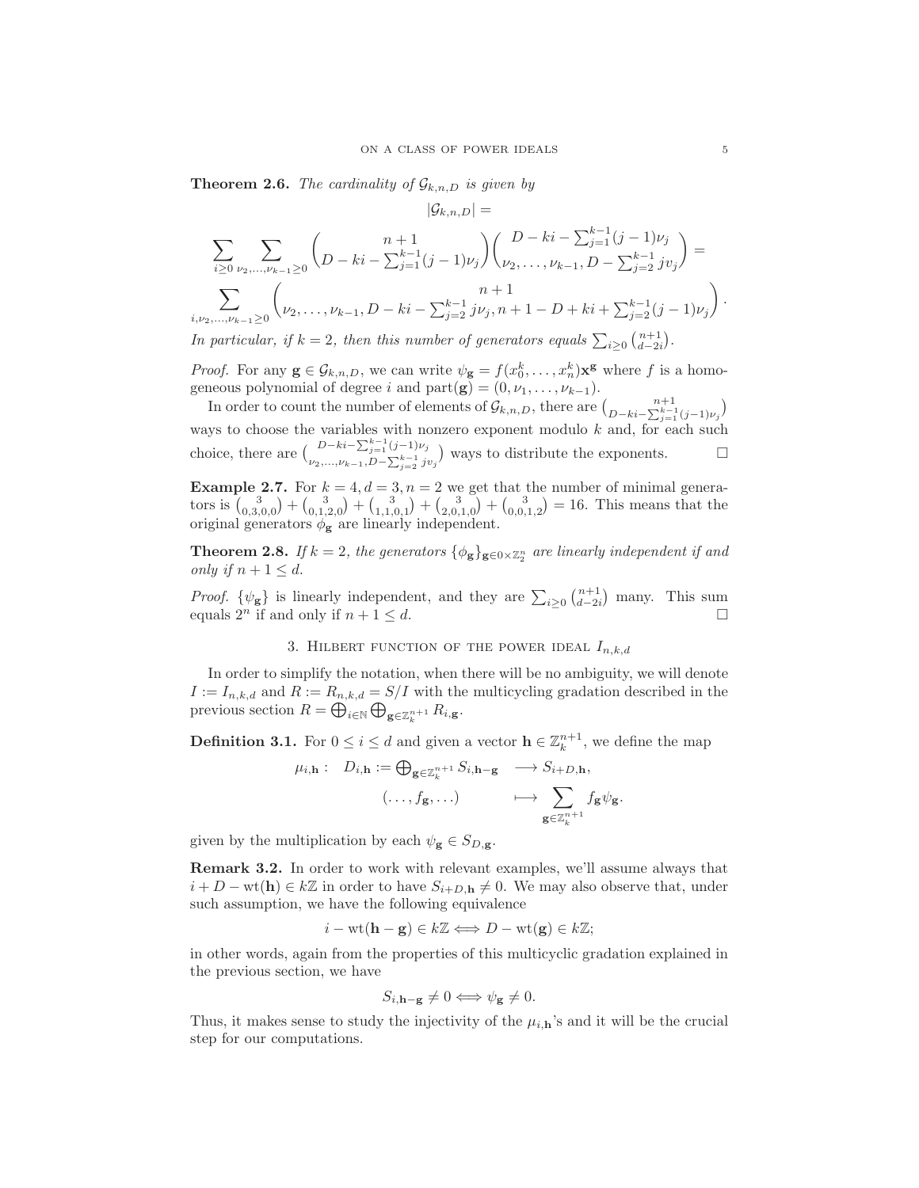**Theorem 2.6.** *The cardinality of $\mathcal{G}_{k,n,D}$ is given by*

$$|\mathcal{G}_{k,n,D}| =$$

$$\sum_{i\geq 0}\sum_{\nu_2,\ldots,\nu_{k-1}\geq 0}\binom{n+1}{D-ki-\sum_{j=1}^{k-1}(j-1)\nu_j}\binom{D-ki-\sum_{j=1}^{k-1}(j-1)\nu_j}{\nu_2,\ldots,\nu_{k-1},D-\sum_{j=2}^{k-1}jv_j} =$$

$$\sum_{i,\nu_2,\ldots,\nu_{k-1}\geq 0}\binom{n+1}{\nu_2,\ldots,\nu_{k-1},D-ki-\sum_{j=2}^{k-1}j\nu_j,n+1-D+ki+\sum_{j=2}^{k-1}(j-1)\nu_j}.$$

*In particular, if $k=2$, then this number of generators equals $\sum_{i\geq 0}\binom{n+1}{d-2i}$.*

*Proof.* For any $\mathbf{g}\in\mathcal{G}_{k,n,D}$, we can write $\psi_{\mathbf{g}} = f(x_0^k,\ldots,x_n^k)\mathbf{x}^{\mathbf{g}}$ where $f$ is a homogeneous polynomial of degree $i$ and $\operatorname{part}(\mathbf{g}) = (0,\nu_1,\ldots,\nu_{k-1})$.

In order to count the number of elements of $\mathcal{G}_{k,n,D}$, there are $\binom{n+1}{D-ki-\sum_{j=1}^{k-1}(j-1)\nu_j}$ ways to choose the variables with nonzero exponent modulo $k$ and, for each such choice, there are $\binom{D-ki-\sum_{j=1}^{k-1}(j-1)\nu_j}{\nu_2,\ldots,\nu_{k-1},D-\sum_{j=2}^{k-1}jv_j}$ ways to distribute the exponents. $\square$

**Example 2.7.** For $k=4, d=3, n=2$ we get that the number of minimal generators is $\binom{3}{0,3,0,0}+\binom{3}{0,1,2,0}+\binom{3}{1,1,0,1}+\binom{3}{2,0,1,0}+\binom{3}{0,0,1,2} = 16$. This means that the original generators $\phi_{\mathbf{g}}$ are linearly independent.

**Theorem 2.8.** *If $k=2$, the generators $\{\phi_{\mathbf{g}}\}_{\mathbf{g}\in 0\times\mathbb{Z}_2^n}$ are linearly independent if and only if $n+1\leq d$.*

*Proof.* $\{\psi_{\mathbf{g}}\}$ is linearly independent, and they are $\sum_{i\geq 0}\binom{n+1}{d-2i}$ many. This sum equals $2^n$ if and only if $n+1\leq d$. $\square$

## 3. Hilbert function of the power ideal $I_{n,k,d}$

In order to simplify the notation, when there will be no ambiguity, we will denote $I := I_{n,k,d}$ and $R := R_{n,k,d} = S/I$ with the multicycling gradation described in the previous section $R = \bigoplus_{i\in\mathbb{N}}\bigoplus_{\mathbf{g}\in\mathbb{Z}_k^{n+1}} R_{i,\mathbf{g}}$.

**Definition 3.1.** For $0\leq i\leq d$ and given a vector $\mathbf{h}\in\mathbb{Z}_k^{n+1}$, we define the map

$$\begin{aligned}\mu_{i,\mathbf{h}}:\quad D_{i,\mathbf{h}} := \textstyle\bigoplus_{\mathbf{g}\in\mathbb{Z}_k^{n+1}} S_{i,\mathbf{h}-\mathbf{g}} &\longrightarrow S_{i+D,\mathbf{h}},\\ (\ldots,f_{\mathbf{g}},\ldots) &\longmapsto \sum_{\mathbf{g}\in\mathbb{Z}_k^{n+1}} f_{\mathbf{g}}\psi_{\mathbf{g}}.\end{aligned}$$

given by the multiplication by each $\psi_{\mathbf{g}}\in S_{D,\mathbf{g}}$.

**Remark 3.2.** In order to work with relevant examples, we'll assume always that $i+D-\operatorname{wt}(\mathbf{h})\in k\mathbb{Z}$ in order to have $S_{i+D,\mathbf{h}}\neq 0$. We may also observe that, under such assumption, we have the following equivalence

$$i-\operatorname{wt}(\mathbf{h}-\mathbf{g})\in k\mathbb{Z}\iff D-\operatorname{wt}(\mathbf{g})\in k\mathbb{Z};$$

in other words, again from the properties of this multicyclic gradation explained in the previous section, we have

$$S_{i,\mathbf{h}-\mathbf{g}}\neq 0\iff \psi_{\mathbf{g}}\neq 0.$$

Thus, it makes sense to study the injectivity of the $\mu_{i,\mathbf{h}}$'s and it will be the crucial step for our computations.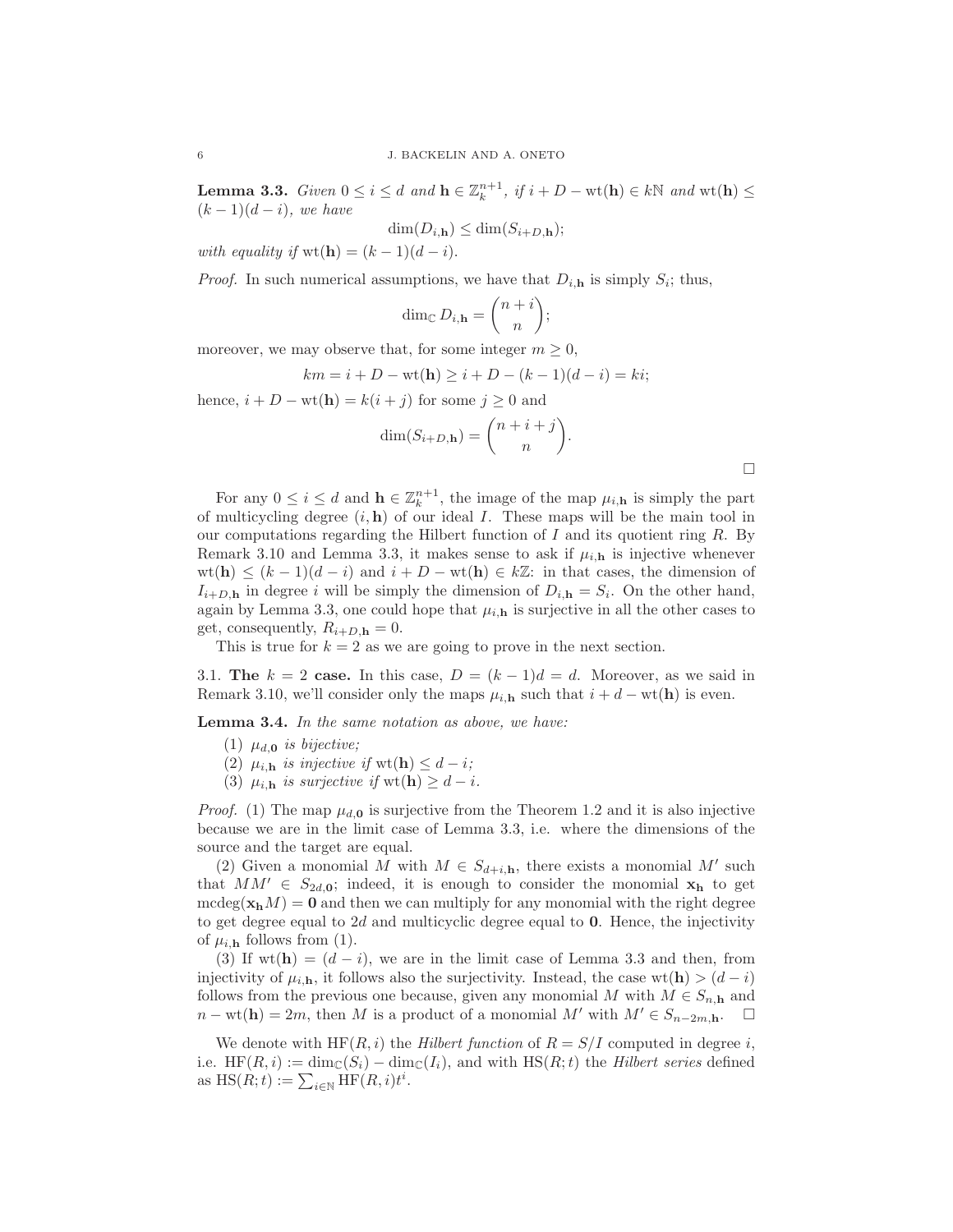**Lemma 3.3.** *Given $0 \leq i \leq d$ and $\mathbf{h} \in \mathbb{Z}_k^{n+1}$, if $i + D - \mathrm{wt}(\mathbf{h}) \in k\mathbb{N}$ and $\mathrm{wt}(\mathbf{h}) \leq (k-1)(d-i)$, we have*

$$\dim(D_{i,\mathbf{h}}) \leq \dim(S_{i+D,\mathbf{h}});$$

*with equality if $\mathrm{wt}(\mathbf{h}) = (k-1)(d-i)$.*

*Proof.* In such numerical assumptions, we have that $D_{i,\mathbf{h}}$ is simply $S_i$; thus,

$$\dim_{\mathbb{C}} D_{i,\mathbf{h}} = \binom{n+i}{n};$$

moreover, we may observe that, for some integer $m \geq 0$,

$$km = i + D - \mathrm{wt}(\mathbf{h}) \geq i + D - (k-1)(d-i) = ki;$$

hence, $i + D - \mathrm{wt}(\mathbf{h}) = k(i+j)$ for some $j \geq 0$ and

$$\dim(S_{i+D,\mathbf{h}}) = \binom{n+i+j}{n}.$$

□

For any $0 \leq i \leq d$ and $\mathbf{h} \in \mathbb{Z}_k^{n+1}$, the image of the map $\mu_{i,\mathbf{h}}$ is simply the part of multicycling degree $(i,\mathbf{h})$ of our ideal $I$. These maps will be the main tool in our computations regarding the Hilbert function of $I$ and its quotient ring $R$. By Remark 3.10 and Lemma 3.3, it makes sense to ask if $\mu_{i,\mathbf{h}}$ is injective whenever $\mathrm{wt}(\mathbf{h}) \leq (k-1)(d-i)$ and $i + D - \mathrm{wt}(\mathbf{h}) \in k\mathbb{Z}$: in that cases, the dimension of $I_{i+D,\mathbf{h}}$ in degree $i$ will be simply the dimension of $D_{i,\mathbf{h}} = S_i$. On the other hand, again by Lemma 3.3, one could hope that $\mu_{i,\mathbf{h}}$ is surjective in all the other cases to get, consequently, $R_{i+D,\mathbf{h}} = 0$.

This is true for $k = 2$ as we are going to prove in the next section.

3.1. **The $k = 2$ case.** In this case, $D = (k-1)d = d$. Moreover, as we said in Remark 3.10, we'll consider only the maps $\mu_{i,\mathbf{h}}$ such that $i + d - \mathrm{wt}(\mathbf{h})$ is even.

**Lemma 3.4.** *In the same notation as above, we have:*

1. *$\mu_{d,\mathbf{0}}$ is bijective;*
2. *$\mu_{i,\mathbf{h}}$ is injective if $\mathrm{wt}(\mathbf{h}) \leq d - i$;*
3. *$\mu_{i,\mathbf{h}}$ is surjective if $\mathrm{wt}(\mathbf{h}) \geq d - i$.*

*Proof.* (1) The map $\mu_{d,\mathbf{0}}$ is surjective from the Theorem 1.2 and it is also injective because we are in the limit case of Lemma 3.3, i.e. where the dimensions of the source and the target are equal.

(2) Given a monomial $M$ with $M \in S_{d+i,\mathbf{h}}$, there exists a monomial $M'$ such that $MM' \in S_{2d,\mathbf{0}}$; indeed, it is enough to consider the monomial $\mathbf{x_h}$ to get $\mathrm{mcdeg}(\mathbf{x_h}M) = \mathbf{0}$ and then we can multiply for any monomial with the right degree to get degree equal to $2d$ and multicyclic degree equal to $\mathbf{0}$. Hence, the injectivity of $\mu_{i,\mathbf{h}}$ follows from (1).

(3) If $\mathrm{wt}(\mathbf{h}) = (d-i)$, we are in the limit case of Lemma 3.3 and then, from injectivity of $\mu_{i,\mathbf{h}}$, it follows also the surjectivity. Instead, the case $\mathrm{wt}(\mathbf{h}) > (d-i)$ follows from the previous one because, given any monomial $M$ with $M \in S_{n,\mathbf{h}}$ and $n - \mathrm{wt}(\mathbf{h}) = 2m$, then $M$ is a product of a monomial $M'$ with $M' \in S_{n-2m,\mathbf{h}}$. □

We denote with $\mathrm{HF}(R,i)$ the *Hilbert function* of $R = S/I$ computed in degree $i$, i.e. $\mathrm{HF}(R,i) := \dim_{\mathbb{C}}(S_i) - \dim_{\mathbb{C}}(I_i)$, and with $\mathrm{HS}(R;t)$ the *Hilbert series* defined as $\mathrm{HS}(R;t) := \sum_{i \in \mathbb{N}} \mathrm{HF}(R,i)t^i$.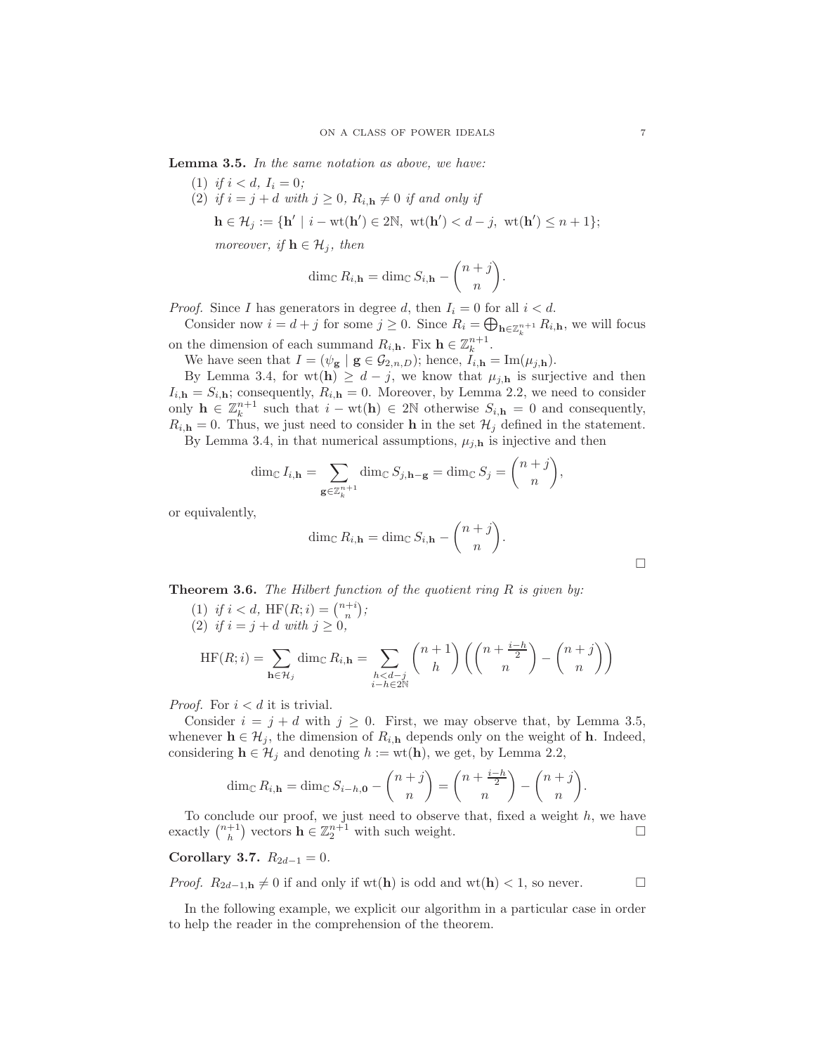**Lemma 3.5.** *In the same notation as above, we have:*

1. *if $i < d$, $I_i = 0$;*
2. *if $i = j + d$ with $j \geq 0$, $R_{i,\mathbf{h}} \neq 0$ if and only if*

   $\mathbf{h} \in \mathcal{H}_j := \{\mathbf{h}' \mid i - \mathrm{wt}(\mathbf{h}') \in 2\mathbb{N},\ \mathrm{wt}(\mathbf{h}') < d - j,\ \mathrm{wt}(\mathbf{h}') \leq n + 1\}$;

   *moreover, if $\mathbf{h} \in \mathcal{H}_j$, then*

$$\dim_{\mathbb{C}} R_{i,\mathbf{h}} = \dim_{\mathbb{C}} S_{i,\mathbf{h}} - \binom{n+j}{n}.$$

*Proof.* Since $I$ has generators in degree $d$, then $I_i = 0$ for all $i < d$.

Consider now $i = d + j$ for some $j \geq 0$. Since $R_i = \bigoplus_{\mathbf{h} \in \mathbb{Z}_k^{n+1}} R_{i,\mathbf{h}}$, we will focus on the dimension of each summand $R_{i,\mathbf{h}}$. Fix $\mathbf{h} \in \mathbb{Z}_k^{n+1}$.

We have seen that $I = (\psi_{\mathbf{g}} \mid \mathbf{g} \in \mathcal{G}_{2,n,D})$; hence, $I_{i,\mathbf{h}} = \mathrm{Im}(\mu_{j,\mathbf{h}})$.

By Lemma 3.4, for $\mathrm{wt}(\mathbf{h}) \geq d - j$, we know that $\mu_{j,\mathbf{h}}$ is surjective and then $I_{i,\mathbf{h}} = S_{i,\mathbf{h}}$; consequently, $R_{i,\mathbf{h}} = 0$. Moreover, by Lemma 2.2, we need to consider only $\mathbf{h} \in \mathbb{Z}_k^{n+1}$ such that $i - \mathrm{wt}(\mathbf{h}) \in 2\mathbb{N}$ otherwise $S_{i,\mathbf{h}} = 0$ and consequently, $R_{i,\mathbf{h}} = 0$. Thus, we just need to consider $\mathbf{h}$ in the set $\mathcal{H}_j$ defined in the statement.

By Lemma 3.4, in that numerical assumptions, $\mu_{j,\mathbf{h}}$ is injective and then

$$\dim_{\mathbb{C}} I_{i,\mathbf{h}} = \sum_{\mathbf{g} \in \mathbb{Z}_k^{n+1}} \dim_{\mathbb{C}} S_{j,\mathbf{h}-\mathbf{g}} = \dim_{\mathbb{C}} S_j = \binom{n+j}{n},$$

or equivalently,

$$\dim_{\mathbb{C}} R_{i,\mathbf{h}} = \dim_{\mathbb{C}} S_{i,\mathbf{h}} - \binom{n+j}{n}.$$

□

**Theorem 3.6.** *The Hilbert function of the quotient ring $R$ is given by:*

1. *if $i < d$, $\mathrm{HF}(R; i) = \binom{n+i}{n}$;*
2. *if $i = j + d$ with $j \geq 0$,*

$$\mathrm{HF}(R; i) = \sum_{\mathbf{h} \in \mathcal{H}_j} \dim_{\mathbb{C}} R_{i,\mathbf{h}} = \sum_{\substack{h < d-j \\ i-h \in 2\mathbb{N}}} \binom{n+1}{h} \left( \binom{n + \frac{i-h}{2}}{n} - \binom{n+j}{n} \right)$$

*Proof.* For $i < d$ it is trivial.

Consider $i = j + d$ with $j \geq 0$. First, we may observe that, by Lemma 3.5, whenever $\mathbf{h} \in \mathcal{H}_j$, the dimension of $R_{i,\mathbf{h}}$ depends only on the weight of $\mathbf{h}$. Indeed, considering $\mathbf{h} \in \mathcal{H}_j$ and denoting $h := \mathrm{wt}(\mathbf{h})$, we get, by Lemma 2.2,

$$\dim_{\mathbb{C}} R_{i,\mathbf{h}} = \dim_{\mathbb{C}} S_{i-h,\mathbf{0}} - \binom{n+j}{n} = \binom{n + \frac{i-h}{2}}{n} - \binom{n+j}{n}.$$

To conclude our proof, we just need to observe that, fixed a weight $h$, we have exactly $\binom{n+1}{h}$ vectors $\mathbf{h} \in \mathbb{Z}_2^{n+1}$ with such weight. □

**Corollary 3.7.** $R_{2d-1} = 0$.

*Proof.* $R_{2d-1,\mathbf{h}} \neq 0$ if and only if $\mathrm{wt}(\mathbf{h})$ is odd and $\mathrm{wt}(\mathbf{h}) < 1$, so never. □

In the following example, we explicit our algorithm in a particular case in order to help the reader in the comprehension of the theorem.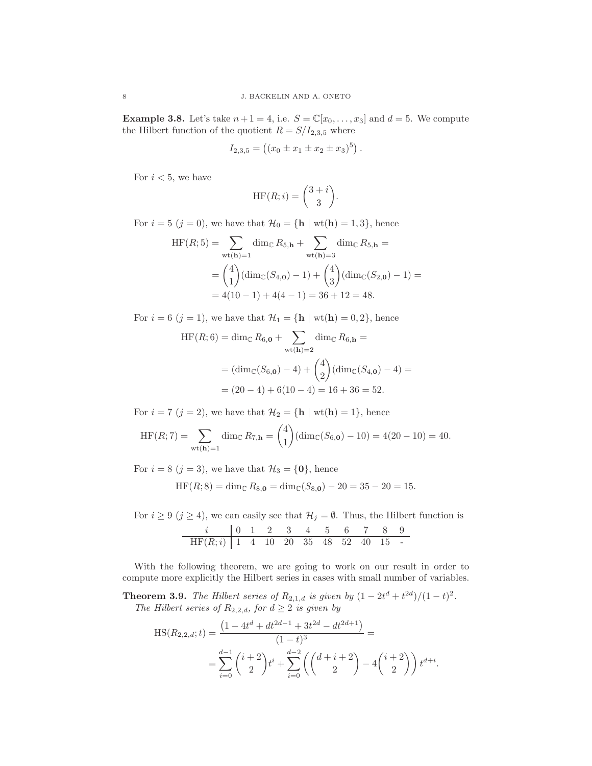**Example 3.8.** Let's take $n+1 = 4$, i.e. $S = \mathbb{C}[x_0, \dots, x_3]$ and $d = 5$. We compute the Hilbert function of the quotient $R = S/I_{2,3,5}$ where

$$I_{2,3,5} = \left( (x_0 \pm x_1 \pm x_2 \pm x_3)^5 \right).$$

For $i < 5$, we have

$$\mathrm{HF}(R; i) = \binom{3+i}{3}.$$

For $i = 5$ ($j = 0$), we have that $\mathcal{H}_0 = \{\mathbf{h} \mid \mathrm{wt}(\mathbf{h}) = 1, 3\}$, hence

$$\begin{aligned}
\mathrm{HF}(R; 5) &= \sum_{\mathrm{wt}(\mathbf{h})=1} \dim_{\mathbb{C}} R_{5,\mathbf{h}} + \sum_{\mathrm{wt}(\mathbf{h})=3} \dim_{\mathbb{C}} R_{5,\mathbf{h}} = \\
&= \binom{4}{1}(\dim_{\mathbb{C}}(S_{4,\mathbf{0}}) - 1) + \binom{4}{3}(\dim_{\mathbb{C}}(S_{2,\mathbf{0}}) - 1) = \\
&= 4(10-1) + 4(4-1) = 36 + 12 = 48.
\end{aligned}$$

For $i = 6$ ($j = 1$), we have that $\mathcal{H}_1 = \{\mathbf{h} \mid \mathrm{wt}(\mathbf{h}) = 0, 2\}$, hence

$$\begin{aligned}
\mathrm{HF}(R; 6) &= \dim_{\mathbb{C}} R_{6,\mathbf{0}} + \sum_{\mathrm{wt}(\mathbf{h})=2} \dim_{\mathbb{C}} R_{6,\mathbf{h}} = \\
&= (\dim_{\mathbb{C}}(S_{6,\mathbf{0}}) - 4) + \binom{4}{2}(\dim_{\mathbb{C}}(S_{4,\mathbf{0}}) - 4) = \\
&= (20-4) + 6(10-4) = 16 + 36 = 52.
\end{aligned}$$

For $i = 7$ ($j = 2$), we have that $\mathcal{H}_2 = \{\mathbf{h} \mid \mathrm{wt}(\mathbf{h}) = 1\}$, hence

$$\mathrm{HF}(R; 7) = \sum_{\mathrm{wt}(\mathbf{h})=1} \dim_{\mathbb{C}} R_{7,\mathbf{h}} = \binom{4}{1}(\dim_{\mathbb{C}}(S_{6,\mathbf{0}}) - 10) = 4(20-10) = 40.$$

For $i = 8$ ($j = 3$), we have that $\mathcal{H}_3 = \{\mathbf{0}\}$, hence

$$\mathrm{HF}(R; 8) = \dim_{\mathbb{C}} R_{8,\mathbf{0}} = \dim_{\mathbb{C}}(S_{8,\mathbf{0}}) - 20 = 35 - 20 = 15.$$

For $i \geq 9$ ($j \geq 4$), we can easily see that $\mathcal{H}_j = \emptyset$. Thus, the Hilbert function is

| $i$ | 0 | 1 | 2 | 3 | 4 | 5 | 6 | 7 | 8 | 9 |
|---|---|---|---|---|---|---|---|---|---|---|
| $\mathrm{HF}(R;i)$ | 1 | 4 | 10 | 20 | 35 | 48 | 52 | 40 | 15 | - |

With the following theorem, we are going to work on our result in order to compute more explicitly the Hilbert series in cases with small number of variables.

**Theorem 3.9.** *The Hilbert series of $R_{2,1,d}$ is given by $(1 - 2t^d + t^{2d})/(1-t)^2$. The Hilbert series of $R_{2,2,d}$, for $d \geq 2$ is given by*

$$\begin{aligned}
\mathrm{HS}(R_{2,2,d}; t) &= \frac{\left(1 - 4t^d + dt^{2d-1} + 3t^{2d} - dt^{2d+1}\right)}{(1-t)^3} = \\
&= \sum_{i=0}^{d-1} \binom{i+2}{2} t^i + \sum_{i=0}^{d-2} \left( \binom{d+i+2}{2} - 4\binom{i+2}{2} \right) t^{d+i}.
\end{aligned}$$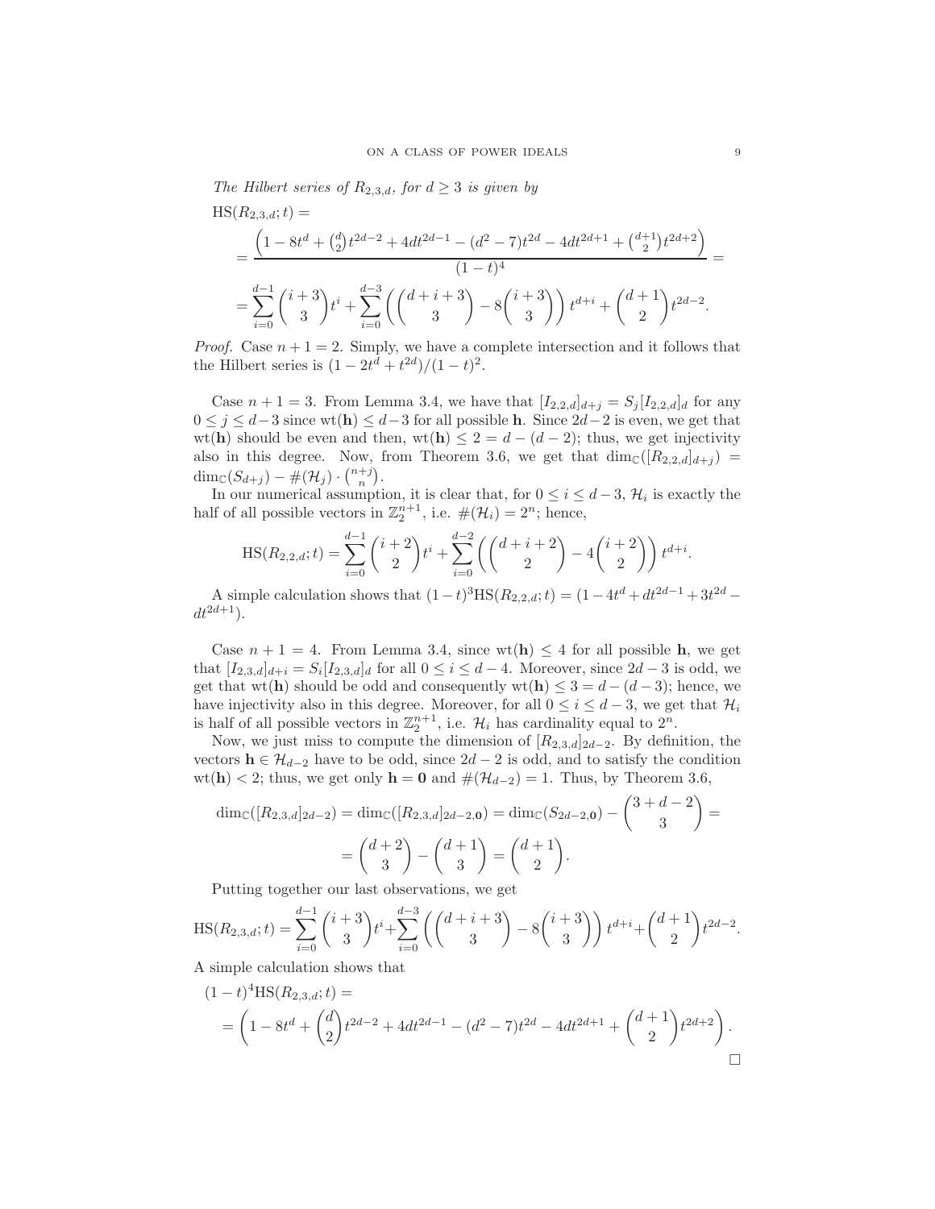*The Hilbert series of $R_{2,3,d}$, for $d \geq 3$ is given by*

$$
\begin{aligned}
&\mathrm{HS}(R_{2,3,d};t) = \\
&= \frac{\left(1 - 8t^d + \binom{d}{2}t^{2d-2} + 4dt^{2d-1} - (d^2-7)t^{2d} - 4dt^{2d+1} + \binom{d+1}{2}t^{2d+2}\right)}{(1-t)^4} = \\
&= \sum_{i=0}^{d-1}\binom{i+3}{3}t^i + \sum_{i=0}^{d-3}\left(\binom{d+i+3}{3} - 8\binom{i+3}{3}\right)t^{d+i} + \binom{d+1}{2}t^{2d-2}.
\end{aligned}
$$

*Proof.* Case $n+1=2$. Simply, we have a complete intersection and it follows that the Hilbert series is $(1-2t^d+t^{2d})/(1-t)^2$.

Case $n+1=3$. From Lemma 3.4, we have that $[I_{2,2,d}]_{d+j} = S_j[I_{2,2,d}]_d$ for any $0 \leq j \leq d-3$ since $\mathrm{wt}(\mathbf{h}) \leq d-3$ for all possible $\mathbf{h}$. Since $2d-2$ is even, we get that $\mathrm{wt}(\mathbf{h})$ should be even and then, $\mathrm{wt}(\mathbf{h}) \leq 2 = d-(d-2)$; thus, we get injectivity also in this degree. Now, from Theorem 3.6, we get that $\dim_{\mathbb{C}}([R_{2,2,d}]_{d+j}) = \dim_{\mathbb{C}}(S_{d+j}) - \#(\mathcal{H}_j)\cdot\binom{n+j}{n}$.

In our numerical assumption, it is clear that, for $0 \leq i \leq d-3$, $\mathcal{H}_i$ is exactly the half of all possible vectors in $\mathbb{Z}_2^{n+1}$, i.e. $\#(\mathcal{H}_i) = 2^n$; hence,

$$
\mathrm{HS}(R_{2,2,d};t) = \sum_{i=0}^{d-1}\binom{i+2}{2}t^i + \sum_{i=0}^{d-2}\left(\binom{d+i+2}{2} - 4\binom{i+2}{2}\right)t^{d+i}.
$$

A simple calculation shows that $(1-t)^3\mathrm{HS}(R_{2,2,d};t) = (1-4t^d+dt^{2d-1}+3t^{2d}-dt^{2d+1})$.

Case $n+1=4$. From Lemma 3.4, since $\mathrm{wt}(\mathbf{h}) \leq 4$ for all possible $\mathbf{h}$, we get that $[I_{2,3,d}]_{d+i} = S_i[I_{2,3,d}]_d$ for all $0 \leq i \leq d-4$. Moreover, since $2d-3$ is odd, we get that $\mathrm{wt}(\mathbf{h})$ should be odd and consequently $\mathrm{wt}(\mathbf{h}) \leq 3 = d-(d-3)$; hence, we have injectivity also in this degree. Moreover, for all $0 \leq i \leq d-3$, we get that $\mathcal{H}_i$ is half of all possible vectors in $\mathbb{Z}_2^{n+1}$, i.e. $\mathcal{H}_i$ has cardinality equal to $2^n$.

Now, we just miss to compute the dimension of $[R_{2,3,d}]_{2d-2}$. By definition, the vectors $\mathbf{h} \in \mathcal{H}_{d-2}$ have to be odd, since $2d-2$ is odd, and to satisfy the condition $\mathrm{wt}(\mathbf{h}) < 2$; thus, we get only $\mathbf{h} = \mathbf{0}$ and $\#(\mathcal{H}_{d-2}) = 1$. Thus, by Theorem 3.6,

$$
\begin{aligned}
\dim_{\mathbb{C}}([R_{2,3,d}]_{2d-2}) = \dim_{\mathbb{C}}([R_{2,3,d}]_{2d-2,\mathbf{0}}) = \dim_{\mathbb{C}}(S_{2d-2,\mathbf{0}}) - \binom{3+d-2}{3} = \\
= \binom{d+2}{3} - \binom{d+1}{3} = \binom{d+1}{2}.
\end{aligned}
$$

Putting together our last observations, we get

$$
\mathrm{HS}(R_{2,3,d};t) = \sum_{i=0}^{d-1}\binom{i+3}{3}t^i + \sum_{i=0}^{d-3}\left(\binom{d+i+3}{3} - 8\binom{i+3}{3}\right)t^{d+i} + \binom{d+1}{2}t^{2d-2}.
$$

A simple calculation shows that

$$
\begin{aligned}
&(1-t)^4\mathrm{HS}(R_{2,3,d};t) = \\
&= \left(1 - 8t^d + \binom{d}{2}t^{2d-2} + 4dt^{2d-1} - (d^2-7)t^{2d} - 4dt^{2d+1} + \binom{d+1}{2}t^{2d+2}\right).
\end{aligned}
$$

$\square$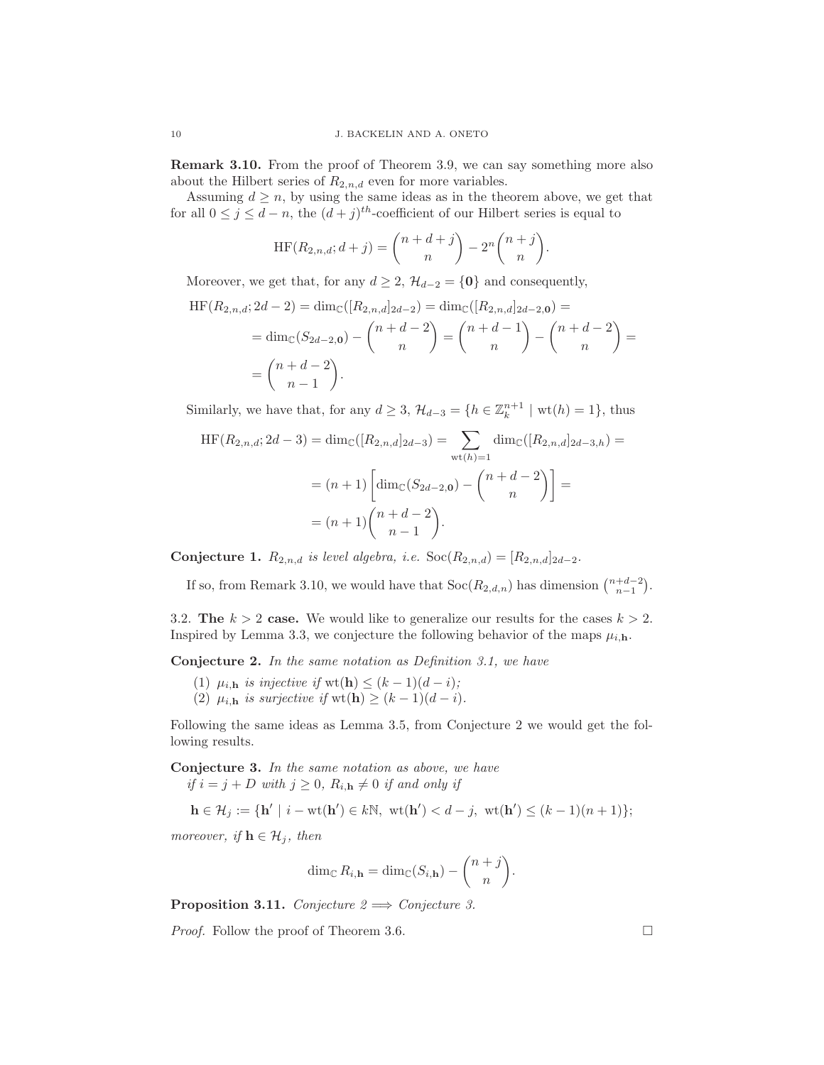**Remark 3.10.** From the proof of Theorem 3.9, we can say something more also about the Hilbert series of $R_{2,n,d}$ even for more variables.

Assuming $d \geq n$, by using the same ideas as in the theorem above, we get that for all $0 \leq j \leq d-n$, the $(d+j)^{th}$-coefficient of our Hilbert series is equal to

$$\mathrm{HF}(R_{2,n,d}; d+j) = \binom{n+d+j}{n} - 2^n \binom{n+j}{n}.$$

Moreover, we get that, for any $d \geq 2$, $\mathcal{H}_{d-2} = \{\mathbf{0}\}$ and consequently,

$$\begin{aligned}
\mathrm{HF}(R_{2,n,d}; 2d-2) &= \dim_{\mathbb{C}}([R_{2,n,d}]_{2d-2}) = \dim_{\mathbb{C}}([R_{2,n,d}]_{2d-2,\mathbf{0}}) = \\
&= \dim_{\mathbb{C}}(S_{2d-2,\mathbf{0}}) - \binom{n+d-2}{n} = \binom{n+d-1}{n} - \binom{n+d-2}{n} = \\
&= \binom{n+d-2}{n-1}.
\end{aligned}$$

Similarly, we have that, for any $d \geq 3$, $\mathcal{H}_{d-3} = \{h \in \mathbb{Z}_k^{n+1} \mid \mathrm{wt}(h) = 1\}$, thus

$$\begin{aligned}
\mathrm{HF}(R_{2,n,d}; 2d-3) &= \dim_{\mathbb{C}}([R_{2,n,d}]_{2d-3}) = \sum_{\mathrm{wt}(h)=1} \dim_{\mathbb{C}}([R_{2,n,d}]_{2d-3,h}) = \\
&= (n+1)\left[\dim_{\mathbb{C}}(S_{2d-2,\mathbf{0}}) - \binom{n+d-2}{n}\right] = \\
&= (n+1)\binom{n+d-2}{n-1}.
\end{aligned}$$

**Conjecture 1.** *$R_{2,n,d}$ is level algebra, i.e.* $\mathrm{Soc}(R_{2,n,d}) = [R_{2,n,d}]_{2d-2}$.

If so, from Remark 3.10, we would have that $\mathrm{Soc}(R_{2,d,n})$ has dimension $\binom{n+d-2}{n-1}$.

3.2. **The $k > 2$ case.** We would like to generalize our results for the cases $k > 2$. Inspired by Lemma 3.3, we conjecture the following behavior of the maps $\mu_{i,\mathbf{h}}$.

**Conjecture 2.** *In the same notation as Definition 3.1, we have*

1. *$\mu_{i,\mathbf{h}}$ is injective if* $\mathrm{wt}(\mathbf{h}) \leq (k-1)(d-i)$*;*
2. *$\mu_{i,\mathbf{h}}$ is surjective if* $\mathrm{wt}(\mathbf{h}) \geq (k-1)(d-i)$.

Following the same ideas as Lemma 3.5, from Conjecture 2 we would get the following results.

**Conjecture 3.** *In the same notation as above, we have if $i = j + D$ with $j \geq 0$, $R_{i,\mathbf{h}} \neq 0$ if and only if*

$$\mathbf{h} \in \mathcal{H}_j := \{\mathbf{h}' \mid i - \mathrm{wt}(\mathbf{h}') \in k\mathbb{N},\ \mathrm{wt}(\mathbf{h}') < d-j,\ \mathrm{wt}(\mathbf{h}') \leq (k-1)(n+1)\};$$

*moreover, if $\mathbf{h} \in \mathcal{H}_j$, then*

$$\dim_{\mathbb{C}} R_{i,\mathbf{h}} = \dim_{\mathbb{C}}(S_{i,\mathbf{h}}) - \binom{n+j}{n}.$$

**Proposition 3.11.** *Conjecture 2 $\Longrightarrow$ Conjecture 3.*

*Proof.* Follow the proof of Theorem 3.6. □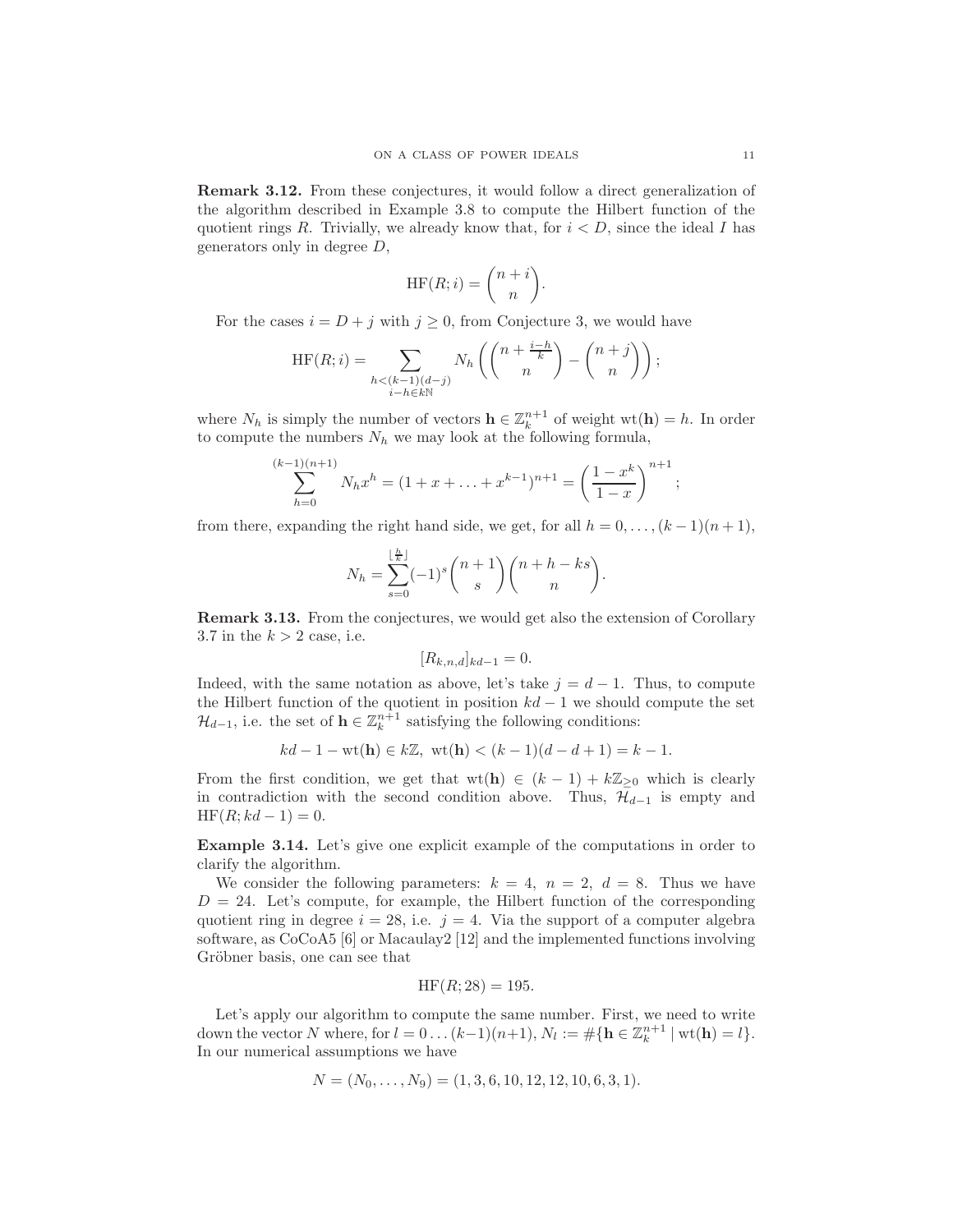**Remark 3.12.** From these conjectures, it would follow a direct generalization of the algorithm described in Example 3.8 to compute the Hilbert function of the quotient rings $R$. Trivially, we already know that, for $i < D$, since the ideal $I$ has generators only in degree $D$,

$$\mathrm{HF}(R; i) = \binom{n+i}{n}.$$

For the cases $i = D + j$ with $j \geq 0$, from Conjecture 3, we would have

$$\mathrm{HF}(R; i) = \sum_{\substack{h < (k-1)(d-j) \\ i-h \in k\mathbb{N}}} N_h \left( \binom{n + \frac{i-h}{k}}{n} - \binom{n+j}{n} \right);$$

where $N_h$ is simply the number of vectors $\mathbf{h} \in \mathbb{Z}_k^{n+1}$ of weight $\mathrm{wt}(\mathbf{h}) = h$. In order to compute the numbers $N_h$ we may look at the following formula,

$$\sum_{h=0}^{(k-1)(n+1)} N_h x^h = (1 + x + \ldots + x^{k-1})^{n+1} = \left( \frac{1 - x^k}{1 - x} \right)^{n+1};$$

from there, expanding the right hand side, we get, for all $h = 0, \ldots, (k-1)(n+1)$,

$$N_h = \sum_{s=0}^{\lfloor \frac{h}{k} \rfloor} (-1)^s \binom{n+1}{s} \binom{n+h-ks}{n}.$$

**Remark 3.13.** From the conjectures, we would get also the extension of Corollary 3.7 in the $k > 2$ case, i.e.

$$[R_{k,n,d}]_{kd-1} = 0.$$

Indeed, with the same notation as above, let's take $j = d - 1$. Thus, to compute the Hilbert function of the quotient in position $kd - 1$ we should compute the set $\mathcal{H}_{d-1}$, i.e. the set of $\mathbf{h} \in \mathbb{Z}_k^{n+1}$ satisfying the following conditions:

$$kd - 1 - \mathrm{wt}(\mathbf{h}) \in k\mathbb{Z}, \ \mathrm{wt}(\mathbf{h}) < (k-1)(d-d+1) = k-1.$$

From the first condition, we get that $\mathrm{wt}(\mathbf{h}) \in (k-1) + k\mathbb{Z}_{\geq 0}$ which is clearly in contradiction with the second condition above. Thus, $\mathcal{H}_{d-1}$ is empty and $\mathrm{HF}(R; kd-1) = 0$.

**Example 3.14.** Let's give one explicit example of the computations in order to clarify the algorithm.

We consider the following parameters: $k = 4$, $n = 2$, $d = 8$. Thus we have $D = 24$. Let's compute, for example, the Hilbert function of the corresponding quotient ring in degree $i = 28$, i.e. $j = 4$. Via the support of a computer algebra software, as CoCoA5 [6] or Macaulay2 [12] and the implemented functions involving Gröbner basis, one can see that

$$\mathrm{HF}(R; 28) = 195.$$

Let's apply our algorithm to compute the same number. First, we need to write down the vector $N$ where, for $l = 0 \ldots (k-1)(n+1)$, $N_l := \#\{\mathbf{h} \in \mathbb{Z}_k^{n+1} \mid \mathrm{wt}(\mathbf{h}) = l\}$. In our numerical assumptions we have

$$N = (N_0, \ldots, N_9) = (1, 3, 6, 10, 12, 12, 10, 6, 3, 1).$$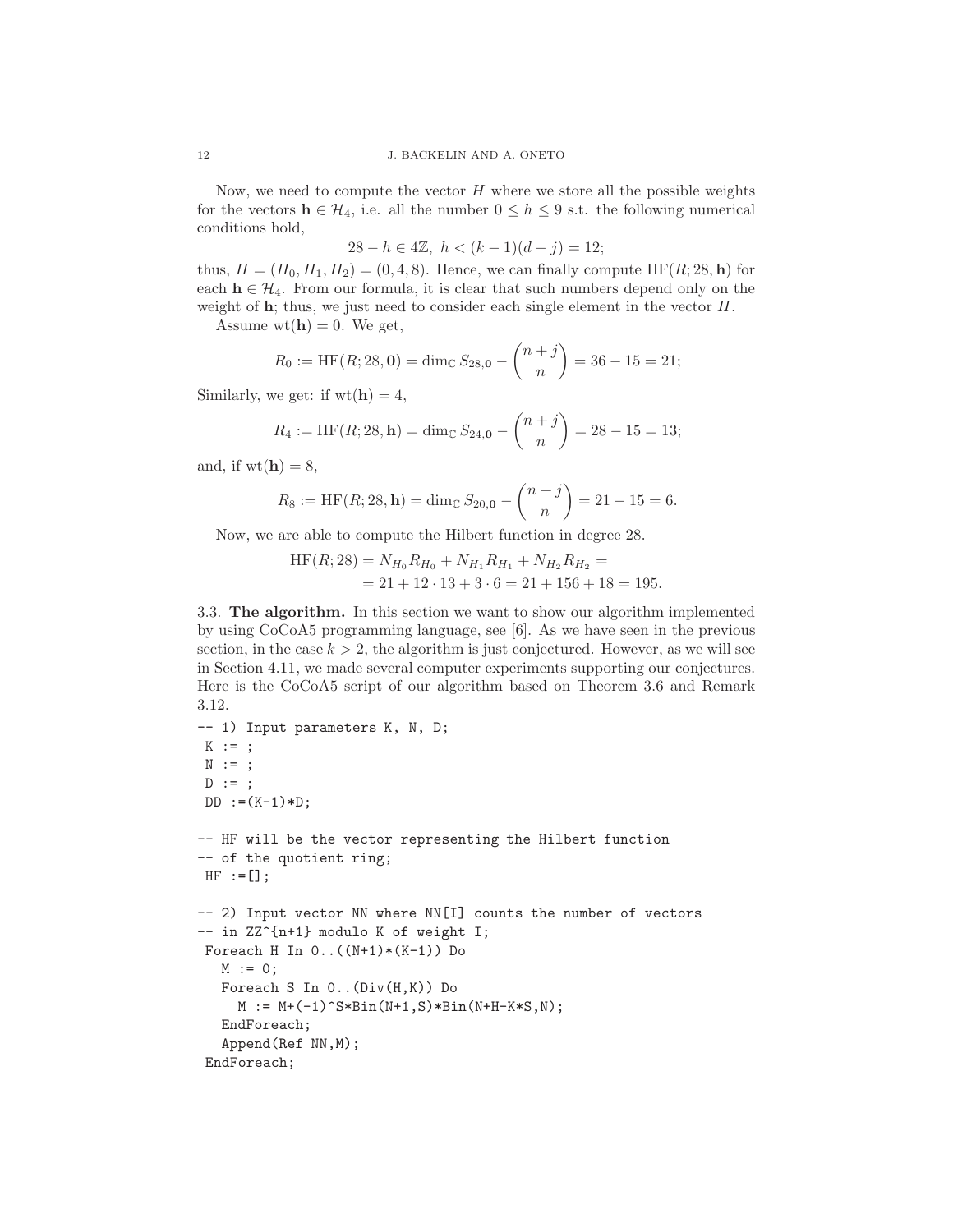Now, we need to compute the vector $H$ where we store all the possible weights for the vectors $\mathbf{h} \in \mathcal{H}_4$, i.e. all the number $0 \leq h \leq 9$ s.t. the following numerical conditions hold,

$$28 - h \in 4\mathbb{Z},\ h < (k-1)(d-j) = 12;$$

thus, $H = (H_0, H_1, H_2) = (0, 4, 8)$. Hence, we can finally compute $\mathrm{HF}(R; 28, \mathbf{h})$ for each $\mathbf{h} \in \mathcal{H}_4$. From our formula, it is clear that such numbers depend only on the weight of $\mathbf{h}$; thus, we just need to consider each single element in the vector $H$.

Assume $\mathrm{wt}(\mathbf{h}) = 0$. We get,

$$R_0 := \mathrm{HF}(R; 28, \mathbf{0}) = \dim_{\mathbb{C}} S_{28,\mathbf{0}} - \binom{n+j}{n} = 36 - 15 = 21;$$

Similarly, we get: if $\mathrm{wt}(\mathbf{h}) = 4$,

$$R_4 := \mathrm{HF}(R; 28, \mathbf{h}) = \dim_{\mathbb{C}} S_{24,\mathbf{0}} - \binom{n+j}{n} = 28 - 15 = 13;$$

and, if $\mathrm{wt}(\mathbf{h}) = 8$,

$$R_8 := \mathrm{HF}(R; 28, \mathbf{h}) = \dim_{\mathbb{C}} S_{20,\mathbf{0}} - \binom{n+j}{n} = 21 - 15 = 6.$$

Now, we are able to compute the Hilbert function in degree 28.

$$\begin{aligned}\mathrm{HF}(R; 28) &= N_{H_0} R_{H_0} + N_{H_1} R_{H_1} + N_{H_2} R_{H_2} = \\ &= 21 + 12 \cdot 13 + 3 \cdot 6 = 21 + 156 + 18 = 195.\end{aligned}$$

3.3. **The algorithm.** In this section we want to show our algorithm implemented by using CoCoA5 programming language, see [6]. As we have seen in the previous section, in the case $k > 2$, the algorithm is just conjectured. However, as we will see in Section 4.11, we made several computer experiments supporting our conjectures. Here is the CoCoA5 script of our algorithm based on Theorem 3.6 and Remark 3.12.

```
-- 1) Input parameters K, N, D;
 K := ;
 N := ;
 D := ;
 DD :=(K-1)*D;

-- HF will be the vector representing the Hilbert function
-- of the quotient ring;
 HF :=[];

-- 2) Input vector NN where NN[I] counts the number of vectors
-- in ZZ^{n+1} modulo K of weight I;
 Foreach H In 0..((N+1)*(K-1)) Do
   M := 0;
   Foreach S In 0..(Div(H,K)) Do
     M := M+(-1)^S*Bin(N+1,S)*Bin(N+H-K*S,N);
   EndForeach;
   Append(Ref NN,M);
 EndForeach;
```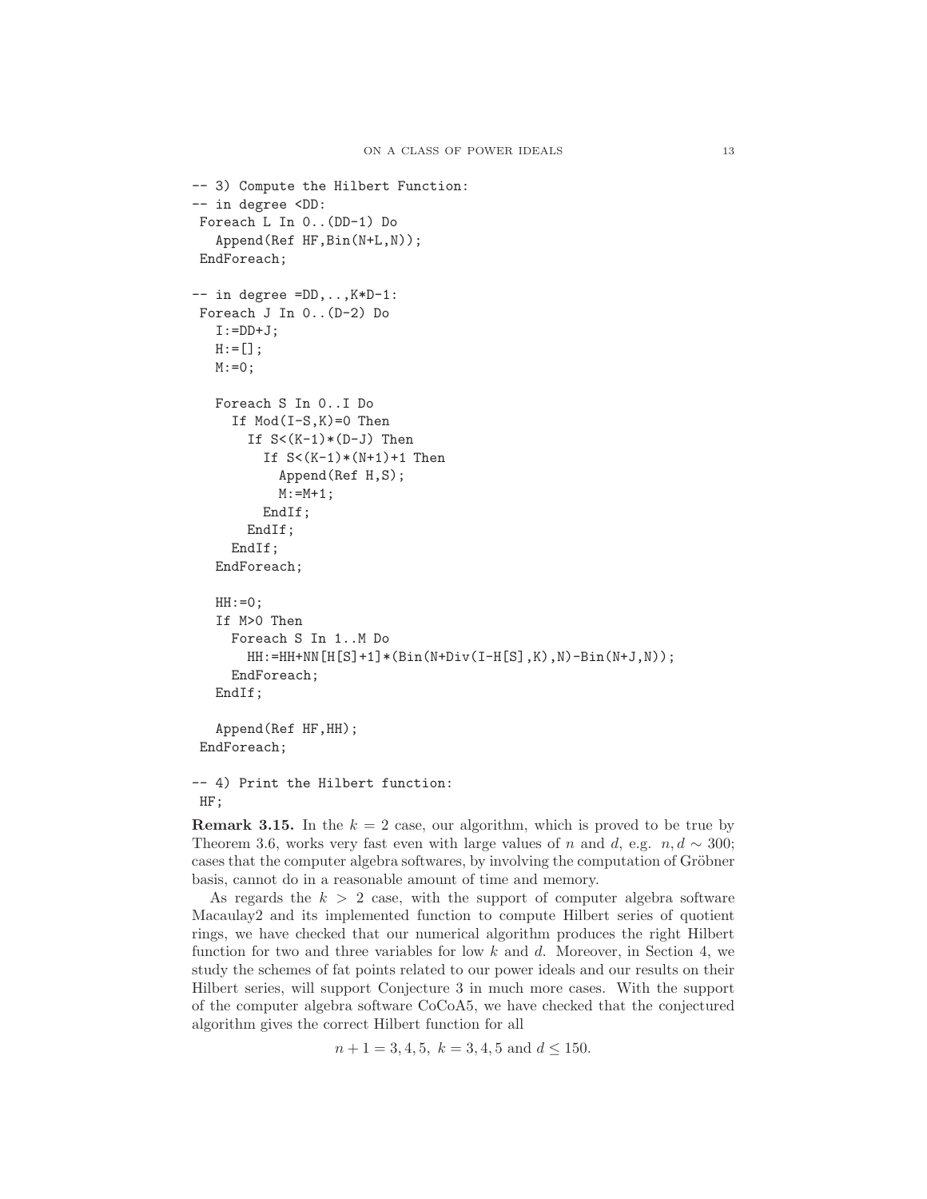```
-- 3) Compute the Hilbert Function:
-- in degree <DD:
 Foreach L In 0..(DD-1) Do
   Append(Ref HF,Bin(N+L,N));
 EndForeach;

-- in degree =DD,..,K*D-1:
 Foreach J In 0..(D-2) Do
   I:=DD+J;
   H:=[];
   M:=0;

   Foreach S In 0..I Do
     If Mod(I-S,K)=0 Then
       If S<(K-1)*(D-J) Then
         If S<(K-1)*(N+1)+1 Then
           Append(Ref H,S);
           M:=M+1;
         EndIf;
       EndIf;
     EndIf;
   EndForeach;

   HH:=0;
   If M>0 Then
     Foreach S In 1..M Do
       HH:=HH+NN[H[S]+1]*(Bin(N+Div(I-H[S],K),N)-Bin(N+J,N));
     EndForeach;
   EndIf;

   Append(Ref HF,HH);
 EndForeach;

-- 4) Print the Hilbert function:
 HF;
```

**Remark 3.15.** In the $k = 2$ case, our algorithm, which is proved to be true by Theorem 3.6, works very fast even with large values of $n$ and $d$, e.g. $n, d \sim 300$; cases that the computer algebra softwares, by involving the computation of Gröbner basis, cannot do in a reasonable amount of time and memory.

As regards the $k > 2$ case, with the support of computer algebra software Macaulay2 and its implemented function to compute Hilbert series of quotient rings, we have checked that our numerical algorithm produces the right Hilbert function for two and three variables for low $k$ and $d$. Moreover, in Section 4, we study the schemes of fat points related to our power ideals and our results on their Hilbert series, will support Conjecture 3 in much more cases. With the support of the computer algebra software CoCoA5, we have checked that the conjectured algorithm gives the correct Hilbert function for all

$$n + 1 = 3, 4, 5, \ k = 3, 4, 5 \text{ and } d \leq 150.$$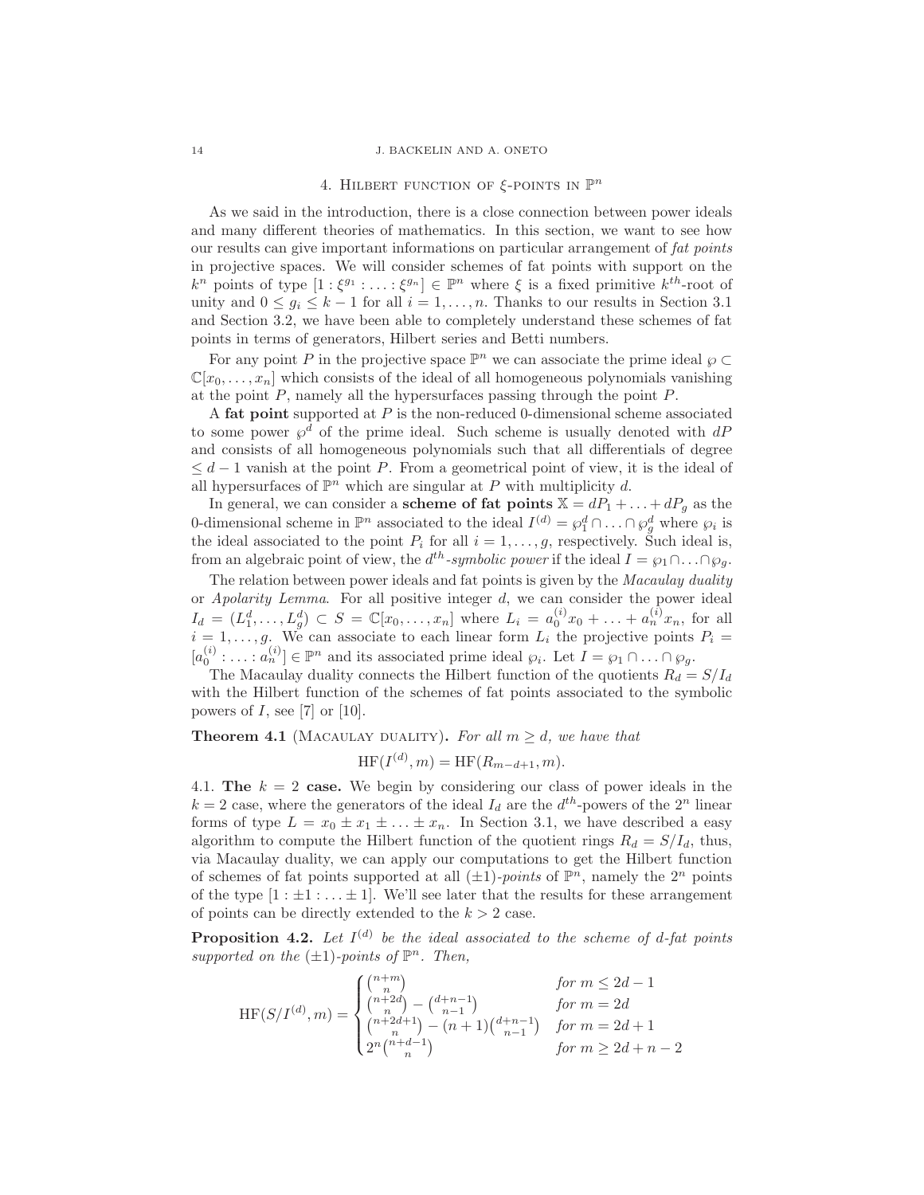## 4. Hilbert function of $\xi$-points in $\mathbb{P}^n$

As we said in the introduction, there is a close connection between power ideals and many different theories of mathematics. In this section, we want to see how our results can give important informations on particular arrangement of *fat points* in projective spaces. We will consider schemes of fat points with support on the $k^n$ points of type $[1 : \xi^{g_1} : \ldots : \xi^{g_n}] \in \mathbb{P}^n$ where $\xi$ is a fixed primitive $k^{th}$-root of unity and $0 \leq g_i \leq k-1$ for all $i = 1, \ldots, n$. Thanks to our results in Section 3.1 and Section 3.2, we have been able to completely understand these schemes of fat points in terms of generators, Hilbert series and Betti numbers.

For any point $P$ in the projective space $\mathbb{P}^n$ we can associate the prime ideal $\wp \subset \mathbb{C}[x_0, \ldots, x_n]$ which consists of the ideal of all homogeneous polynomials vanishing at the point $P$, namely all the hypersurfaces passing through the point $P$.

A **fat point** supported at $P$ is the non-reduced 0-dimensional scheme associated to some power $\wp^d$ of the prime ideal. Such scheme is usually denoted with $dP$ and consists of all homogeneous polynomials such that all differentials of degree $\leq d-1$ vanish at the point $P$. From a geometrical point of view, it is the ideal of all hypersurfaces of $\mathbb{P}^n$ which are singular at $P$ with multiplicity $d$.

In general, we can consider a **scheme of fat points** $\mathbb{X} = dP_1 + \ldots + dP_g$ as the 0-dimensional scheme in $\mathbb{P}^n$ associated to the ideal $I^{(d)} = \wp_1^d \cap \ldots \cap \wp_g^d$ where $\wp_i$ is the ideal associated to the point $P_i$ for all $i = 1, \ldots, g$, respectively. Such ideal is, from an algebraic point of view, the $d^{th}$-*symbolic power* if the ideal $I = \wp_1 \cap \ldots \cap \wp_g$.

The relation between power ideals and fat points is given by the *Macaulay duality* or *Apolarity Lemma*. For all positive integer $d$, we can consider the power ideal $I_d = (L_1^d, \ldots, L_g^d) \subset S = \mathbb{C}[x_0, \ldots, x_n]$ where $L_i = a_0^{(i)}x_0 + \ldots + a_n^{(i)}x_n$, for all $i = 1, \ldots, g$. We can associate to each linear form $L_i$ the projective points $P_i = [a_0^{(i)} : \ldots : a_n^{(i)}] \in \mathbb{P}^n$ and its associated prime ideal $\wp_i$. Let $I = \wp_1 \cap \ldots \cap \wp_g$.

The Macaulay duality connects the Hilbert function of the quotients $R_d = S/I_d$ with the Hilbert function of the schemes of fat points associated to the symbolic powers of $I$, see [7] or [10].

**Theorem 4.1** (Macaulay duality)**.** *For all $m \geq d$, we have that*

$$\mathrm{HF}(I^{(d)}, m) = \mathrm{HF}(R_{m-d+1}, m).$$

4.1. **The $k = 2$ case.** We begin by considering our class of power ideals in the $k = 2$ case, where the generators of the ideal $I_d$ are the $d^{th}$-powers of the $2^n$ linear forms of type $L = x_0 \pm x_1 \pm \ldots \pm x_n$. In Section 3.1, we have described a easy algorithm to compute the Hilbert function of the quotient rings $R_d = S/I_d$, thus, via Macaulay duality, we can apply our computations to get the Hilbert function of schemes of fat points supported at all $(\pm 1)$-*points* of $\mathbb{P}^n$, namely the $2^n$ points of the type $[1 : \pm 1 : \ldots \pm 1]$. We'll see later that the results for these arrangement of points can be directly extended to the $k > 2$ case.

**Proposition 4.2.** *Let $I^{(d)}$ be the ideal associated to the scheme of $d$-fat points supported on the $(\pm 1)$-points of $\mathbb{P}^n$. Then,*

$$\mathrm{HF}(S/I^{(d)}, m) = \begin{cases} \binom{n+m}{n} & \text{for } m \leq 2d-1 \\ \binom{n+2d}{n} - \binom{d+n-1}{n-1} & \text{for } m = 2d \\ \binom{n+2d+1}{n} - (n+1)\binom{d+n-1}{n-1} & \text{for } m = 2d+1 \\ 2^n\binom{n+d-1}{n} & \text{for } m \geq 2d+n-2 \end{cases}$$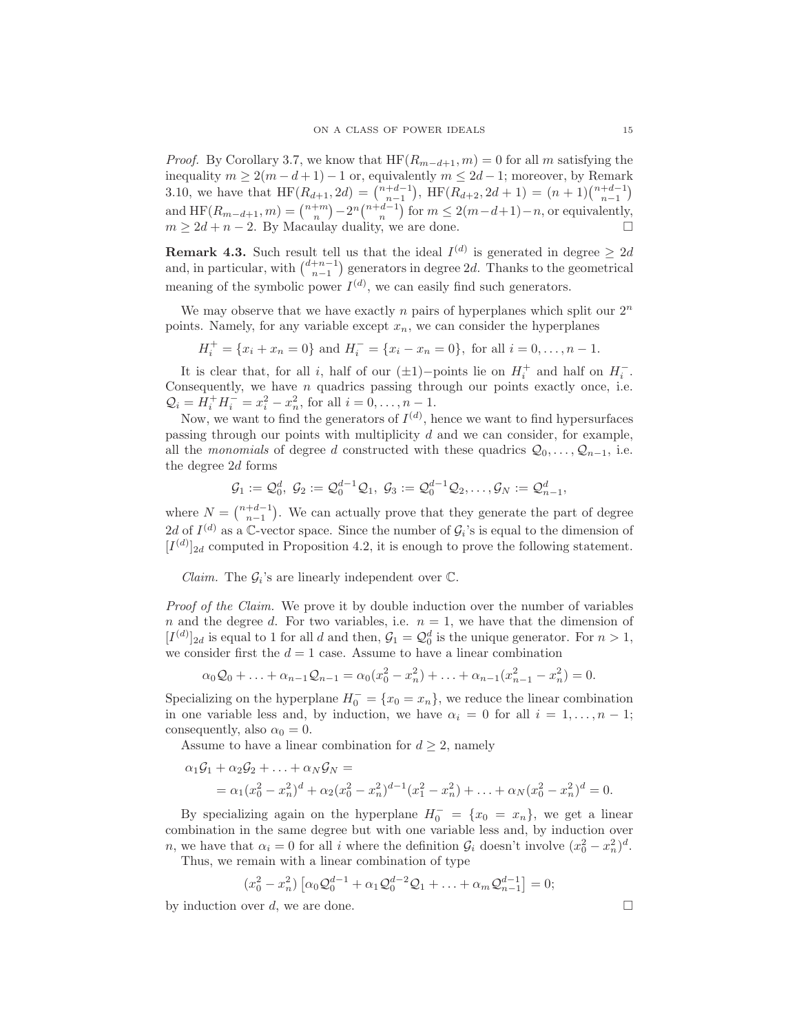*Proof.* By Corollary 3.7, we know that $\mathrm{HF}(R_{m-d+1}, m) = 0$ for all $m$ satisfying the inequality $m \geq 2(m-d+1)-1$ or, equivalently $m \leq 2d-1$; moreover, by Remark 3.10, we have that $\mathrm{HF}(R_{d+1}, 2d) = \binom{n+d-1}{n-1}$, $\mathrm{HF}(R_{d+2}, 2d+1) = (n+1)\binom{n+d-1}{n-1}$ and $\mathrm{HF}(R_{m-d+1}, m) = \binom{n+m}{n} - 2^n\binom{n+d-1}{n}$ for $m \leq 2(m-d+1)-n$, or equivalently, $m \geq 2d+n-2$. By Macaulay duality, we are done. $\square$

**Remark 4.3.** Such result tell us that the ideal $I^{(d)}$ is generated in degree $\geq 2d$ and, in particular, with $\binom{d+n-1}{n-1}$ generators in degree $2d$. Thanks to the geometrical meaning of the symbolic power $I^{(d)}$, we can easily find such generators.

We may observe that we have exactly $n$ pairs of hyperplanes which split our $2^n$ points. Namely, for any variable except $x_n$, we can consider the hyperplanes

$$H_i^+ = \{x_i + x_n = 0\} \text{ and } H_i^- = \{x_i - x_n = 0\}, \text{ for all } i = 0, \ldots, n-1.$$

It is clear that, for all $i$, half of our $(\pm 1)$−points lie on $H_i^+$ and half on $H_i^-$. Consequently, we have $n$ quadrics passing through our points exactly once, i.e. $\mathcal{Q}_i = H_i^+ H_i^- = x_i^2 - x_n^2$, for all $i = 0, \ldots, n-1$.

Now, we want to find the generators of $I^{(d)}$, hence we want to find hypersurfaces passing through our points with multiplicity $d$ and we can consider, for example, all the *monomials* of degree $d$ constructed with these quadrics $\mathcal{Q}_0, \ldots, \mathcal{Q}_{n-1}$, i.e. the degree $2d$ forms

$$\mathcal{G}_1 := \mathcal{Q}_0^d,\ \mathcal{G}_2 := \mathcal{Q}_0^{d-1}\mathcal{Q}_1,\ \mathcal{G}_3 := \mathcal{Q}_0^{d-1}\mathcal{Q}_2, \ldots, \mathcal{G}_N := \mathcal{Q}_{n-1}^d,$$

where $N = \binom{n+d-1}{n-1}$. We can actually prove that they generate the part of degree $2d$ of $I^{(d)}$ as a $\mathbb{C}$-vector space. Since the number of $\mathcal{G}_i$'s is equal to the dimension of $[I^{(d)}]_{2d}$ computed in Proposition 4.2, it is enough to prove the following statement.

*Claim.* The $\mathcal{G}_i$'s are linearly independent over $\mathbb{C}$.

*Proof of the Claim.* We prove it by double induction over the number of variables $n$ and the degree $d$. For two variables, i.e. $n = 1$, we have that the dimension of $[I^{(d)}]_{2d}$ is equal to 1 for all $d$ and then, $\mathcal{G}_1 = \mathcal{Q}_0^d$ is the unique generator. For $n > 1$, we consider first the $d = 1$ case. Assume to have a linear combination

$$\alpha_0\mathcal{Q}_0 + \ldots + \alpha_{n-1}\mathcal{Q}_{n-1} = \alpha_0(x_0^2 - x_n^2) + \ldots + \alpha_{n-1}(x_{n-1}^2 - x_n^2) = 0.$$

Specializing on the hyperplane $H_0^- = \{x_0 = x_n\}$, we reduce the linear combination in one variable less and, by induction, we have $\alpha_i = 0$ for all $i = 1, \ldots, n-1$; consequently, also $\alpha_0 = 0$.

Assume to have a linear combination for $d \geq 2$, namely

$$\begin{aligned}
&\alpha_1\mathcal{G}_1 + \alpha_2\mathcal{G}_2 + \ldots + \alpha_N\mathcal{G}_N = \\
&\quad = \alpha_1(x_0^2 - x_n^2)^d + \alpha_2(x_0^2 - x_n^2)^{d-1}(x_1^2 - x_n^2) + \ldots + \alpha_N(x_0^2 - x_n^2)^d = 0.
\end{aligned}$$

By specializing again on the hyperplane $H_0^- = \{x_0 = x_n\}$, we get a linear combination in the same degree but with one variable less and, by induction over $n$, we have that $\alpha_i = 0$ for all $i$ where the definition $\mathcal{G}_i$ doesn't involve $(x_0^2 - x_n^2)^d$.

Thus, we remain with a linear combination of type

$$(x_0^2 - x_n^2)\left[\alpha_0\mathcal{Q}_0^{d-1} + \alpha_1\mathcal{Q}_0^{d-2}\mathcal{Q}_1 + \ldots + \alpha_m\mathcal{Q}_{n-1}^{d-1}\right] = 0;$$

by induction over $d$, we are done. $\square$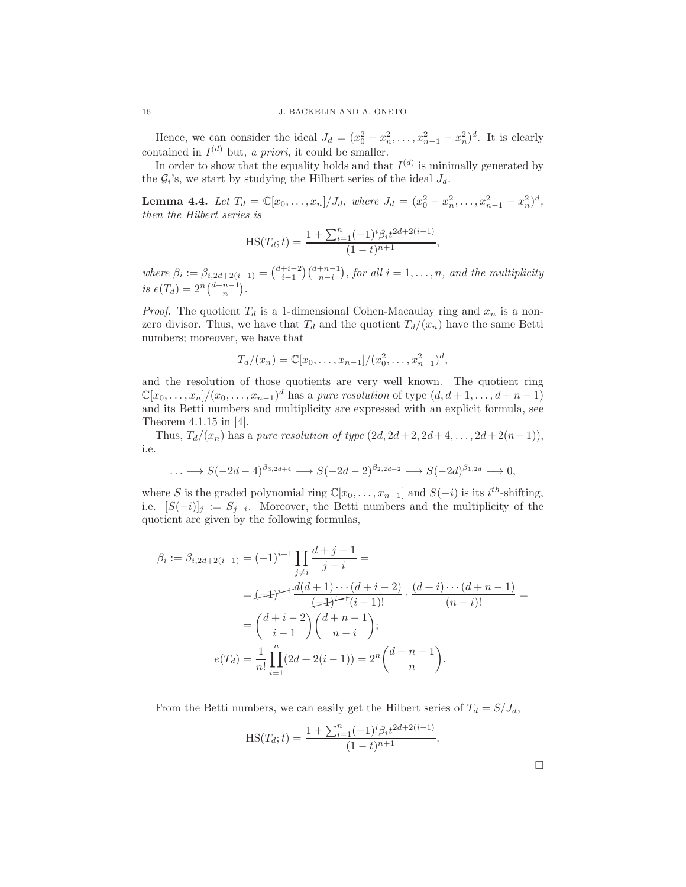Hence, we can consider the ideal $J_d = (x_0^2 - x_n^2, \dots, x_{n-1}^2 - x_n^2)^d$. It is clearly contained in $I^{(d)}$ but, *a priori*, it could be smaller.

In order to show that the equality holds and that $I^{(d)}$ is minimally generated by the $\mathcal{G}_i$'s, we start by studying the Hilbert series of the ideal $J_d$.

**Lemma 4.4.** *Let $T_d = \mathbb{C}[x_0, \dots, x_n]/J_d$, where $J_d = (x_0^2 - x_n^2, \dots, x_{n-1}^2 - x_n^2)^d$, then the Hilbert series is*

$$\mathrm{HS}(T_d; t) = \frac{1 + \sum_{i=1}^n (-1)^i \beta_i t^{2d+2(i-1)}}{(1-t)^{n+1}},$$

*where $\beta_i := \beta_{i,2d+2(i-1)} = \binom{d+i-2}{i-1}\binom{d+n-1}{n-i}$, for all $i = 1, \dots, n$, and the multiplicity is $e(T_d) = 2^n \binom{d+n-1}{n}$.*

*Proof.* The quotient $T_d$ is a 1-dimensional Cohen-Macaulay ring and $x_n$ is a non-zero divisor. Thus, we have that $T_d$ and the quotient $T_d/(x_n)$ have the same Betti numbers; moreover, we have that

$$T_d/(x_n) = \mathbb{C}[x_0, \dots, x_{n-1}]/(x_0^2, \dots, x_{n-1}^2)^d,$$

and the resolution of those quotients are very well known. The quotient ring $\mathbb{C}[x_0, \dots, x_n]/(x_0, \dots, x_{n-1})^d$ has a *pure resolution* of type $(d, d+1, \dots, d+n-1)$ and its Betti numbers and multiplicity are expressed with an explicit formula, see Theorem 4.1.15 in [4].

Thus, $T_d/(x_n)$ has a *pure resolution of type* $(2d, 2d+2, 2d+4, \dots, 2d+2(n-1))$, i.e.

$$\dots \longrightarrow S(-2d-4)^{\beta_{3,2d+4}} \longrightarrow S(-2d-2)^{\beta_{2,2d+2}} \longrightarrow S(-2d)^{\beta_{1,2d}} \longrightarrow 0,$$

where $S$ is the graded polynomial ring $\mathbb{C}[x_0, \dots, x_{n-1}]$ and $S(-i)$ is its $i^{th}$-shifting, i.e. $[S(-i)]_j := S_{j-i}$. Moreover, the Betti numbers and the multiplicity of the quotient are given by the following formulas,

$$\begin{aligned}
\beta_i := \beta_{i,2d+2(i-1)} &= (-1)^{i+1} \prod_{j \neq i} \frac{d+j-1}{j-i} = \\
&= \cancel{(-1)^{i+1}} \frac{d(d+1)\cdots(d+i-2)}{\cancel{(-1)^{i-1}}(i-1)!} \cdot \frac{(d+i)\cdots(d+n-1)}{(n-i)!} = \\
&= \binom{d+i-2}{i-1}\binom{d+n-1}{n-i}; \\
e(T_d) &= \frac{1}{n!}\prod_{i=1}^n (2d + 2(i-1)) = 2^n \binom{d+n-1}{n}.
\end{aligned}$$

From the Betti numbers, we can easily get the Hilbert series of $T_d = S/J_d$,

$$\mathrm{HS}(T_d; t) = \frac{1 + \sum_{i=1}^n (-1)^i \beta_i t^{2d+2(i-1)}}{(1-t)^{n+1}}.$$

□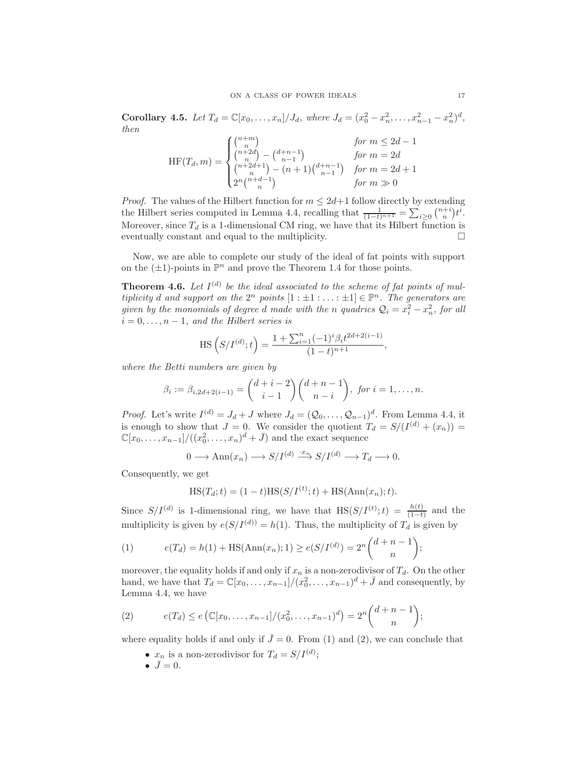**Corollary 4.5.** *Let $T_d = \mathbb{C}[x_0, \ldots, x_n]/J_d$, where $J_d = (x_0^2 - x_n^2, \ldots, x_{n-1}^2 - x_n^2)^d$, then*

$$\mathrm{HF}(T_d, m) = \begin{cases} \binom{n+m}{n} & \text{for } m \leq 2d-1 \\ \binom{n+2d}{n} - \binom{d+n-1}{n-1} & \text{for } m = 2d \\ \binom{n+2d+1}{n} - (n+1)\binom{d+n-1}{n-1} & \text{for } m = 2d+1 \\ 2^n \binom{n+d-1}{n} & \text{for } m \gg 0 \end{cases}$$

*Proof.* The values of the Hilbert function for $m \leq 2d+1$ follow directly by extending the Hilbert series computed in Lemma 4.4, recalling that $\frac{1}{(1-t)^{n+1}} = \sum_{i \geq 0} \binom{n+i}{n} t^i$. Moreover, since $T_d$ is a 1-dimensional CM ring, we have that its Hilbert function is eventually constant and equal to the multiplicity. □

Now, we are able to complete our study of the ideal of fat points with support on the $(\pm 1)$-points in $\mathbb{P}^n$ and prove the Theorem 1.4 for those points.

**Theorem 4.6.** *Let $I^{(d)}$ be the ideal associated to the scheme of fat points of multiplicity $d$ and support on the $2^n$ points $[1 : \pm 1 : \ldots : \pm 1] \in \mathbb{P}^n$. The generators are given by the monomials of degree $d$ made with the $n$ quadrics $\mathcal{Q}_i = x_i^2 - x_n^2$, for all $i = 0, \ldots, n-1$, and the Hilbert series is*

$$\mathrm{HS}\left(S/I^{(d)}; t\right) = \frac{1 + \sum_{i=1}^{n} (-1)^i \beta_i t^{2d+2(i-1)}}{(1-t)^{n+1}},$$

*where the Betti numbers are given by*

$$\beta_i := \beta_{i, 2d+2(i-1)} = \binom{d+i-2}{i-1}\binom{d+n-1}{n-i}, \text{ for } i = 1, \ldots, n.$$

*Proof.* Let's write $I^{(d)} = J_d + J$ where $J_d = (\mathcal{Q}_0, \ldots, \mathcal{Q}_{n-1})^d$. From Lemma 4.4, it is enough to show that $J = 0$. We consider the quotient $T_d = S/(I^{(d)} + (x_n)) = \mathbb{C}[x_0, \ldots, x_{n-1}]/((x_0^2, \ldots, x_n)^d + \bar{J})$ and the exact sequence

$$0 \longrightarrow \mathrm{Ann}(x_n) \longrightarrow S/I^{(d)} \xrightarrow{\cdot x_n} S/I^{(d)} \longrightarrow T_d \longrightarrow 0.$$

Consequently, we get

$$\mathrm{HS}(T_d; t) = (1-t)\mathrm{HS}(S/I^{(t)}; t) + \mathrm{HS}(\mathrm{Ann}(x_n); t).$$

Since $S/I^{(d)}$ is 1-dimensional ring, we have that $\mathrm{HS}(S/I^{(t)}; t) = \frac{h(t)}{(1-t)}$ and the multiplicity is given by $e(S/I^{(d))} = h(1)$. Thus, the multiplicity of $T_d$ is given by

$$e(T_d) = h(1) + \mathrm{HS}(\mathrm{Ann}(x_n); 1) \geq e(S/I^{(d)}) = 2^n \binom{d+n-1}{n}; \tag{1}$$

moreover, the equality holds if and only if $x_n$ is a non-zerodivisor of $T_d$. On the other hand, we have that $T_d = \mathbb{C}[x_0, \ldots, x_{n-1}]/(x_0^2, \ldots, x_{n-1})^d + \bar{J}$ and consequently, by Lemma 4.4, we have

$$e(T_d) \leq e\left(\mathbb{C}[x_0, \ldots, x_{n-1}]/(x_0^2, \ldots, x_{n-1})^d\right) = 2^n \binom{d+n-1}{n}; \tag{2}$$

where equality holds if and only if $\bar{J} = 0$. From (1) and (2), we can conclude that

- $x_n$ is a non-zerodivisor for $T_d = S/I^{(d)}$;
- $\bar{J} = 0$.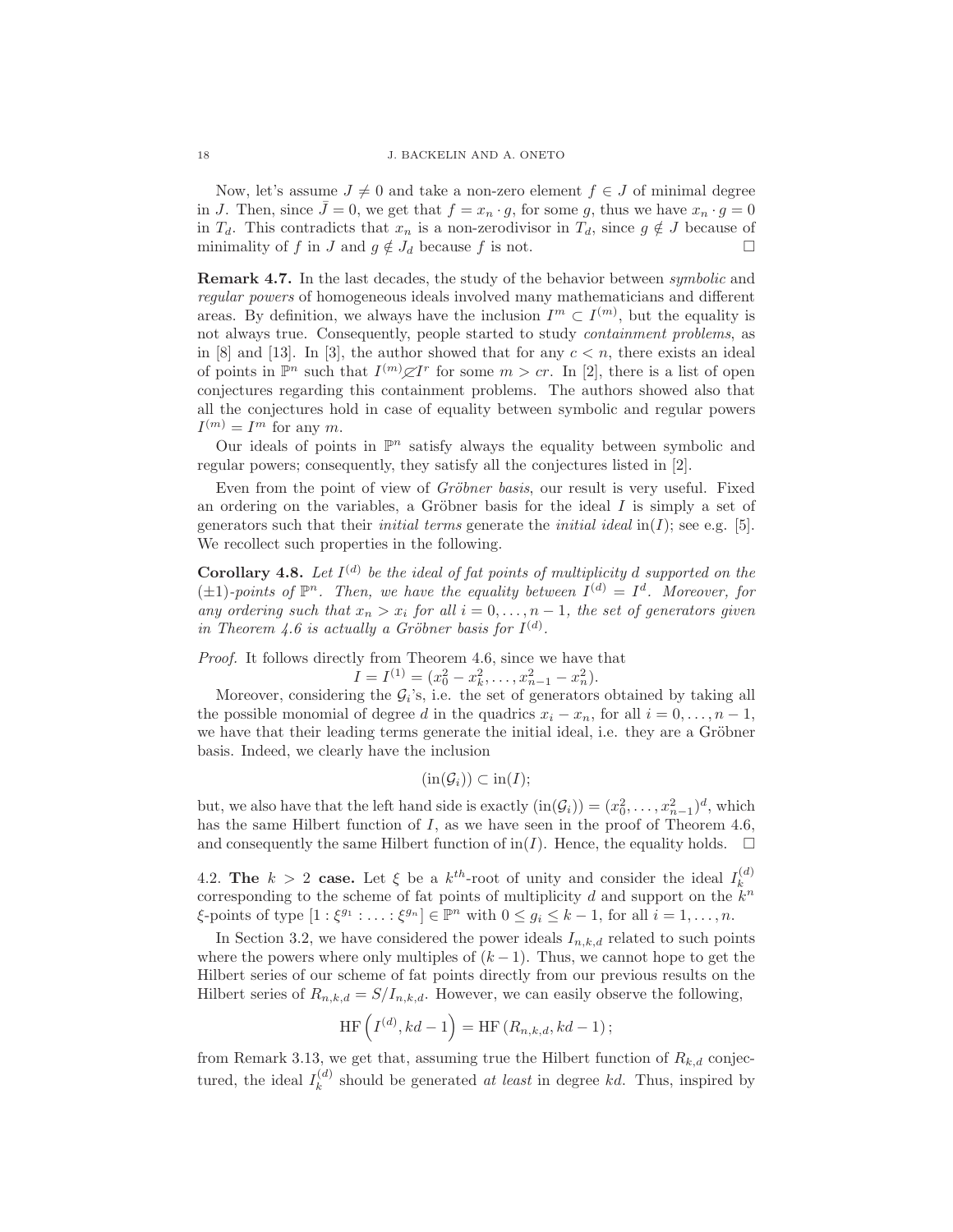Now, let's assume $J \neq 0$ and take a non-zero element $f \in J$ of minimal degree in $J$. Then, since $\bar{J} = 0$, we get that $f = x_n \cdot g$, for some $g$, thus we have $x_n \cdot g = 0$ in $T_d$. This contradicts that $x_n$ is a non-zerodivisor in $T_d$, since $g \notin J$ because of minimality of $f$ in $J$ and $g \notin J_d$ because $f$ is not. $\square$

**Remark 4.7.** In the last decades, the study of the behavior between *symbolic* and *regular powers* of homogeneous ideals involved many mathematicians and different areas. By definition, we always have the inclusion $I^m \subset I^{(m)}$, but the equality is not always true. Consequently, people started to study *containment problems*, as in [8] and [13]. In [3], the author showed that for any $c < n$, there exists an ideal of points in $\mathbb{P}^n$ such that $I^{(m)} \not\subset I^r$ for some $m > cr$. In [2], there is a list of open conjectures regarding this containment problems. The authors showed also that all the conjectures hold in case of equality between symbolic and regular powers $I^{(m)} = I^m$ for any $m$.

Our ideals of points in $\mathbb{P}^n$ satisfy always the equality between symbolic and regular powers; consequently, they satisfy all the conjectures listed in [2].

Even from the point of view of *Gröbner basis*, our result is very useful. Fixed an ordering on the variables, a Gröbner basis for the ideal $I$ is simply a set of generators such that their *initial terms* generate the *initial ideal* $\mathrm{in}(I)$; see e.g. [5]. We recollect such properties in the following.

**Corollary 4.8.** *Let $I^{(d)}$ be the ideal of fat points of multiplicity $d$ supported on the $(\pm 1)$-points of $\mathbb{P}^n$. Then, we have the equality between $I^{(d)} = I^d$. Moreover, for any ordering such that $x_n > x_i$ for all $i = 0, \ldots, n-1$, the set of generators given in Theorem 4.6 is actually a Gröbner basis for $I^{(d)}$.*

*Proof.* It follows directly from Theorem 4.6, since we have that

$$I = I^{(1)} = (x_0^2 - x_k^2, \ldots, x_{n-1}^2 - x_n^2).$$

Moreover, considering the $\mathcal{G}_i$'s, i.e. the set of generators obtained by taking all the possible monomial of degree $d$ in the quadrics $x_i - x_n$, for all $i = 0, \ldots, n-1$, we have that their leading terms generate the initial ideal, i.e. they are a Gröbner basis. Indeed, we clearly have the inclusion

$$(\mathrm{in}(\mathcal{G}_i)) \subset \mathrm{in}(I);$$

but, we also have that the left hand side is exactly $(\mathrm{in}(\mathcal{G}_i)) = (x_0^2, \ldots, x_{n-1}^2)^d$, which has the same Hilbert function of $I$, as we have seen in the proof of Theorem 4.6, and consequently the same Hilbert function of $\mathrm{in}(I)$. Hence, the equality holds. $\square$

4.2. **The $k > 2$ case.** Let $\xi$ be a $k^{th}$-root of unity and consider the ideal $I_k^{(d)}$ corresponding to the scheme of fat points of multiplicity $d$ and support on the $k^n$ $\xi$-points of type $[1 : \xi^{g_1} : \ldots : \xi^{g_n}] \in \mathbb{P}^n$ with $0 \leq g_i \leq k-1$, for all $i = 1, \ldots, n$.

In Section 3.2, we have considered the power ideals $I_{n,k,d}$ related to such points where the powers where only multiples of $(k-1)$. Thus, we cannot hope to get the Hilbert series of our scheme of fat points directly from our previous results on the Hilbert series of $R_{n,k,d} = S/I_{n,k,d}$. However, we can easily observe the following,

$$\mathrm{HF}\left(I^{(d)}, kd - 1\right) = \mathrm{HF}\left(R_{n,k,d}, kd - 1\right);$$

from Remark 3.13, we get that, assuming true the Hilbert function of $R_{k,d}$ conjectured, the ideal $I_k^{(d)}$ should be generated *at least* in degree $kd$. Thus, inspired by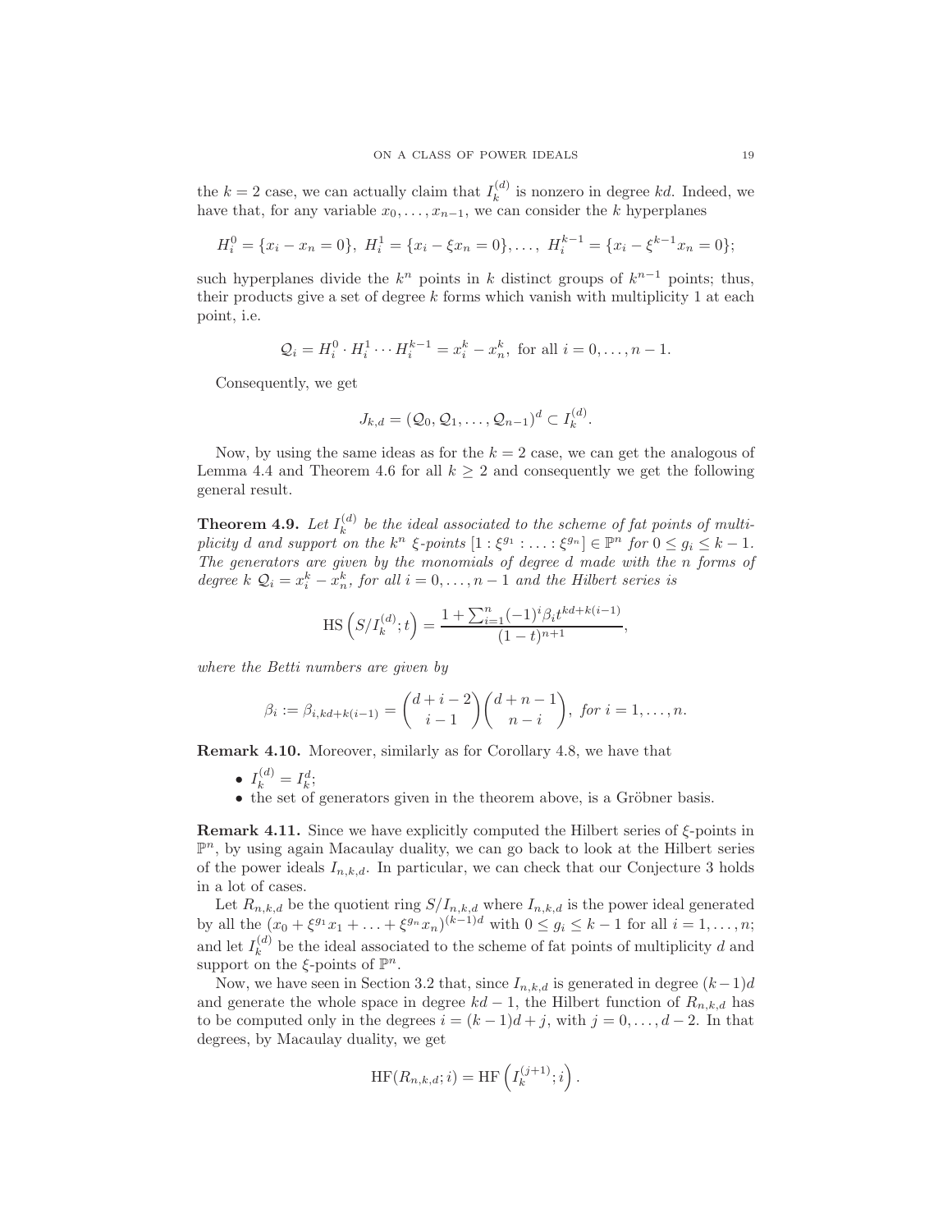the $k = 2$ case, we can actually claim that $I_k^{(d)}$ is nonzero in degree $kd$. Indeed, we have that, for any variable $x_0, \ldots, x_{n-1}$, we can consider the $k$ hyperplanes

$$H_i^0 = \{x_i - x_n = 0\},\ H_i^1 = \{x_i - \xi x_n = 0\}, \ldots,\ H_i^{k-1} = \{x_i - \xi^{k-1} x_n = 0\};$$

such hyperplanes divide the $k^n$ points in $k$ distinct groups of $k^{n-1}$ points; thus, their products give a set of degree $k$ forms which vanish with multiplicity 1 at each point, i.e.

$$\mathcal{Q}_i = H_i^0 \cdot H_i^1 \cdots H_i^{k-1} = x_i^k - x_n^k, \text{ for all } i = 0, \ldots, n-1.$$

Consequently, we get

$$J_{k,d} = (\mathcal{Q}_0, \mathcal{Q}_1, \ldots, \mathcal{Q}_{n-1})^d \subset I_k^{(d)}.$$

Now, by using the same ideas as for the $k = 2$ case, we can get the analogous of Lemma 4.4 and Theorem 4.6 for all $k \geq 2$ and consequently we get the following general result.

**Theorem 4.9.** *Let $I_k^{(d)}$ be the ideal associated to the scheme of fat points of multiplicity $d$ and support on the $k^n$ $\xi$-points $[1 : \xi^{g_1} : \ldots : \xi^{g_n}] \in \mathbb{P}^n$ for $0 \leq g_i \leq k-1$. The generators are given by the monomials of degree $d$ made with the $n$ forms of degree $k$ $\mathcal{Q}_i = x_i^k - x_n^k$, for all $i = 0, \ldots, n-1$ and the Hilbert series is*

$$\mathrm{HS}\left(S/I_k^{(d)}; t\right) = \frac{1 + \sum_{i=1}^n (-1)^i \beta_i t^{kd + k(i-1)}}{(1-t)^{n+1}},$$

*where the Betti numbers are given by*

$$\beta_i := \beta_{i, kd+k(i-1)} = \binom{d+i-2}{i-1}\binom{d+n-1}{n-i}, \text{ for } i = 1, \ldots, n.$$

**Remark 4.10.** Moreover, similarly as for Corollary 4.8, we have that

- $I_k^{(d)} = I_k^d$;
- the set of generators given in the theorem above, is a Gröbner basis.

**Remark 4.11.** Since we have explicitly computed the Hilbert series of $\xi$-points in $\mathbb{P}^n$, by using again Macaulay duality, we can go back to look at the Hilbert series of the power ideals $I_{n,k,d}$. In particular, we can check that our Conjecture 3 holds in a lot of cases.

Let $R_{n,k,d}$ be the quotient ring $S/I_{n,k,d}$ where $I_{n,k,d}$ is the power ideal generated by all the $(x_0 + \xi^{g_1} x_1 + \ldots + \xi^{g_n} x_n)^{(k-1)d}$ with $0 \leq g_i \leq k-1$ for all $i = 1, \ldots, n$; and let $I_k^{(d)}$ be the ideal associated to the scheme of fat points of multiplicity $d$ and support on the $\xi$-points of $\mathbb{P}^n$.

Now, we have seen in Section 3.2 that, since $I_{n,k,d}$ is generated in degree $(k-1)d$ and generate the whole space in degree $kd - 1$, the Hilbert function of $R_{n,k,d}$ has to be computed only in the degrees $i = (k-1)d + j$, with $j = 0, \ldots, d-2$. In that degrees, by Macaulay duality, we get

$$\mathrm{HF}(R_{n,k,d}; i) = \mathrm{HF}\left(I_k^{(j+1)}; i\right).$$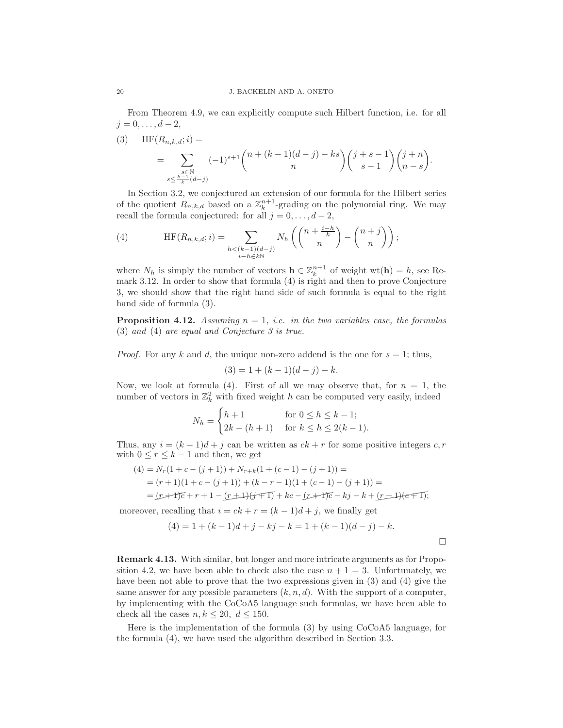From Theorem 4.9, we can explicitly compute such Hilbert function, i.e. for all $j = 0, \ldots, d-2$,

$$
\text{(3)} \quad \mathrm{HF}(R_{n,k,d}; i) = \\
= \sum_{\substack{s \in \mathbb{N} \\ s \leq \frac{k-1}{k}(d-j)}} (-1)^{s+1} \binom{n+(k-1)(d-j)-ks}{n} \binom{j+s-1}{s-1} \binom{j+n}{n-s}.
$$

In Section 3.2, we conjectured an extension of our formula for the Hilbert series of the quotient $R_{n,k,d}$ based on a $\mathbb{Z}_k^{n+1}$-grading on the polynomial ring. We may recall the formula conjectured: for all $j = 0, \ldots, d-2$,

$$
\text{(4)} \qquad \mathrm{HF}(R_{n,k,d}; i) = \sum_{\substack{h < (k-1)(d-j) \\ i-h \in k\mathbb{N}}} N_h \left( \binom{n + \frac{i-h}{k}}{n} - \binom{n+j}{n} \right);
$$

where $N_h$ is simply the number of vectors $\mathbf{h} \in \mathbb{Z}_k^{n+1}$ of weight $\mathrm{wt}(\mathbf{h}) = h$, see Remark 3.12. In order to show that formula (4) is right and then to prove Conjecture 3, we should show that the right hand side of such formula is equal to the right hand side of formula (3).

**Proposition 4.12.** *Assuming $n = 1$, i.e. in the two variables case, the formulas* (3) *and* (4) *are equal and Conjecture 3 is true.*

*Proof.* For any $k$ and $d$, the unique non-zero addend is the one for $s = 1$; thus,

$$
(3) = 1 + (k-1)(d-j) - k.
$$

Now, we look at formula (4). First of all we may observe that, for $n = 1$, the number of vectors in $\mathbb{Z}_k^2$ with fixed weight $h$ can be computed very easily, indeed

$$
N_h = \begin{cases} h+1 & \text{for } 0 \leq h \leq k-1; \\ 2k-(h+1) & \text{for } k \leq h \leq 2(k-1). \end{cases}
$$

Thus, any $i = (k-1)d + j$ can be written as $ck + r$ for some positive integers $c, r$ with $0 \leq r \leq k-1$ and then, we get

$$
\begin{aligned}
(4) &= N_r(1 + c - (j+1)) + N_{r+k}(1 + (c-1) - (j+1)) = \\
&= (r+1)(1 + c - (j+1)) + (k-r-1)(1 + (c-1) - (j+1)) = \\
&= \cancel{(r+1)c} + r + 1 - \cancel{(r+1)(j+1)} + kc - \cancel{(r+1)c} - kj - k + \cancel{(r+1)(c+1)};
\end{aligned}
$$

moreover, recalling that $i = ck + r = (k-1)d + j$, we finally get

$$
(4) = 1 + (k-1)d + j - kj - k = 1 + (k-1)(d-j) - k.
$$

$\square$

**Remark 4.13.** With similar, but longer and more intricate arguments as for Proposition 4.2, we have been able to check also the case $n + 1 = 3$. Unfortunately, we have been not able to prove that the two expressions given in (3) and (4) give the same answer for any possible parameters $(k, n, d)$. With the support of a computer, by implementing with the CoCoA5 language such formulas, we have been able to check all the cases $n, k \leq 20,\ d \leq 150$.

Here is the implementation of the formula (3) by using CoCoA5 language, for the formula (4), we have used the algorithm described in Section 3.3.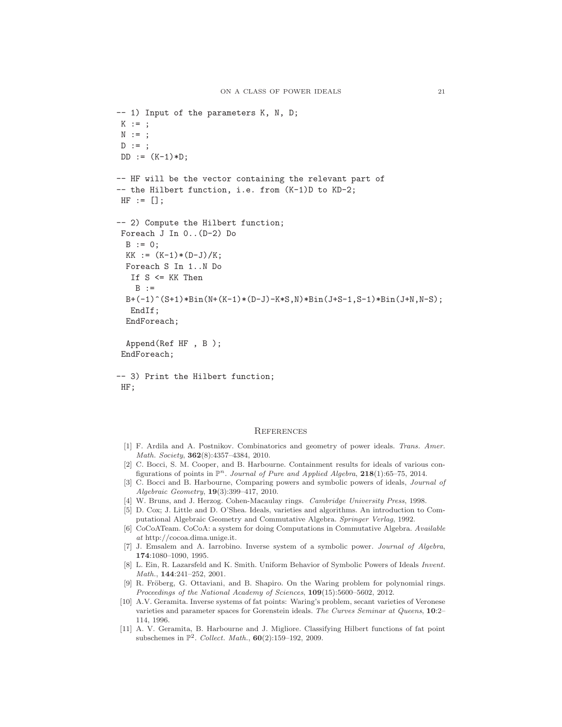```
-- 1) Input of the parameters K, N, D;
 K := ;
 N := ;
 D := ;
 DD := (K-1)*D;

-- HF will be the vector containing the relevant part of
-- the Hilbert function, i.e. from (K-1)D to KD-2;
 HF := [];

-- 2) Compute the Hilbert function;
 Foreach J In 0..(D-2) Do
  B := 0;
  KK := (K-1)*(D-J)/K;
  Foreach S In 1..N Do
   If S <= KK Then
    B :=
  B+(-1)^(S+1)*Bin(N+(K-1)*(D-J)-K*S,N)*Bin(J+S-1,S-1)*Bin(J+N,N-S);
   EndIf;
  EndForeach;

  Append(Ref HF , B );
 EndForeach;

-- 3) Print the Hilbert function;
 HF;
```

## References

[1] F. Ardila and A. Postnikov. Combinatorics and geometry of power ideals. *Trans. Amer. Math. Society*, **362**(8):4357–4384, 2010.

[2] C. Bocci, S. M. Cooper, and B. Harbourne. Containment results for ideals of various configurations of points in $\mathbb{P}^n$. *Journal of Pure and Applied Algebra*, **218**(1):65–75, 2014.

[3] C. Bocci and B. Harbourne, Comparing powers and symbolic powers of ideals, *Journal of Algebraic Geometry*, **19**(3):399–417, 2010.

[4] W. Bruns, and J. Herzog. Cohen-Macaulay rings. *Cambridge University Press*, 1998.

[5] D. Cox; J. Little and D. O'Shea. Ideals, varieties and algorithms. An introduction to Computational Algebraic Geometry and Commutative Algebra. *Springer Verlag*, 1992.

[6] CoCoATeam. CoCoA: a system for doing Computations in Commutative Algebra. *Available at* http://cocoa.dima.unige.it.

[7] J. Emsalem and A. Iarrobino. Inverse system of a symbolic power. *Journal of Algebra*, **174**:1080–1090, 1995.

[8] L. Ein, R. Lazarsfeld and K. Smith. Uniform Behavior of Symbolic Powers of Ideals *Invent. Math.*, **144**:241–252, 2001.

[9] R. Fröberg, G. Ottaviani, and B. Shapiro. On the Waring problem for polynomial rings. *Proceedings of the National Academy of Sciences*, **109**(15):5600–5602, 2012.

[10] A.V. Geramita. Inverse systems of fat points: Waring's problem, secant varieties of Veronese varieties and parameter spaces for Gorenstein ideals. *The Curves Seminar at Queens*, **10**:2–114, 1996.

[11] A. V. Geramita, B. Harbourne and J. Migliore. Classifying Hilbert functions of fat point subschemes in $\mathbb{P}^2$. *Collect. Math.*, **60**(2):159–192, 2009.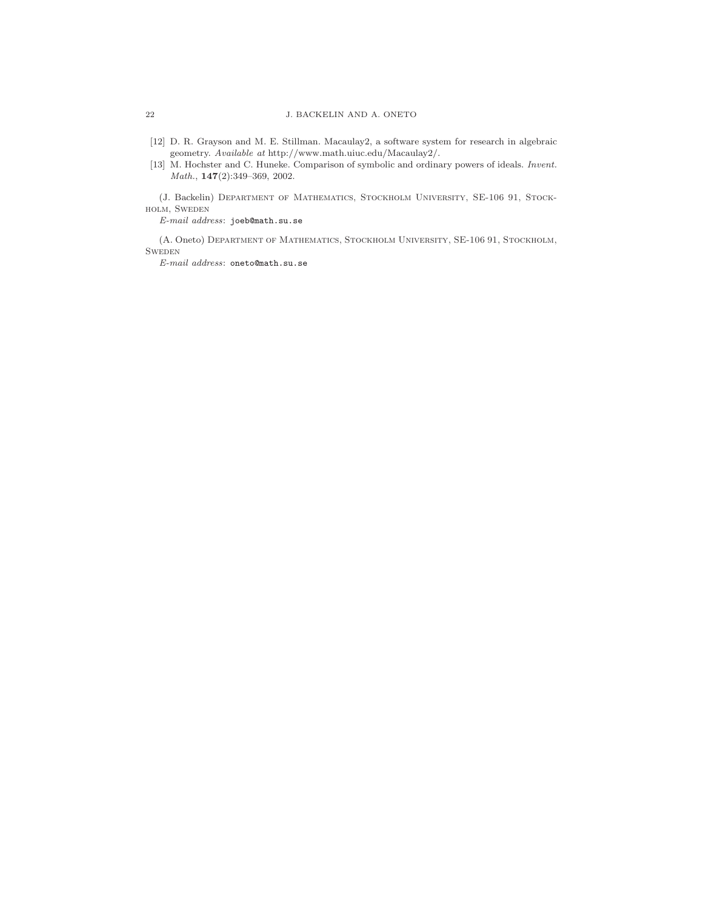[12] D. R. Grayson and M. E. Stillman. Macaulay2, a software system for research in algebraic geometry. *Available at* http://www.math.uiuc.edu/Macaulay2/.

[13] M. Hochster and C. Huneke. Comparison of symbolic and ordinary powers of ideals. *Invent. Math.*, **147**(2):349–369, 2002.

(J. Backelin) Department of Mathematics, Stockholm University, SE-106 91, Stockholm, Sweden

*E-mail address*: `joeb@math.su.se`

(A. Oneto) Department of Mathematics, Stockholm University, SE-106 91, Stockholm, Sweden

*E-mail address*: `oneto@math.su.se`